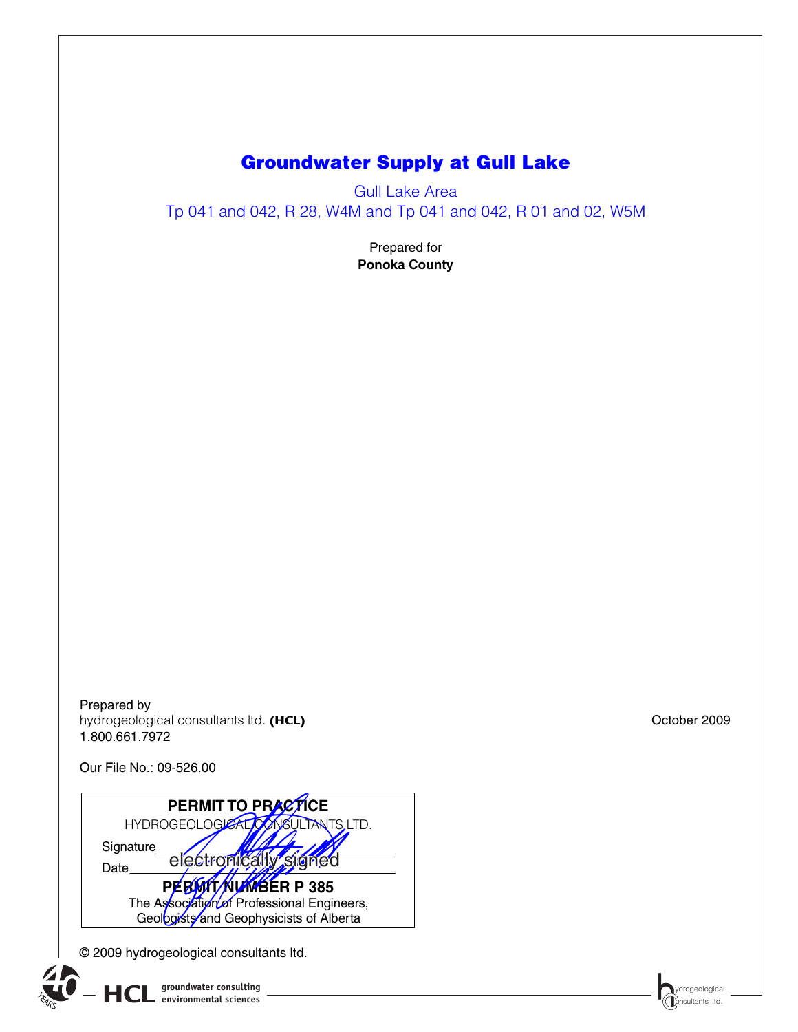# Groundwater Supply at Gull Lake

Gull Lake Area

Tp 041 and 042, R 28, W4M and Tp 041 and 042, R 01 and 02, W5M

Prepared for

**Ponoka County**

Prepared by

hydrogeological consultants ltd. **(HCL)**

1.800.661.7972

October 2009

Our File No.: 09-526.00

| **PERMIT TO PRACTICE** |
|---|
| HYDROGEOLOGICAL CONSULTANTS LTD. |
| Signature ______________ |
| Date ______ electronically signed |
| **PERMIT NUMBER P 385** |
| The Association of Professional Engineers, Geologists and Geophysicists of Alberta |

© 2009 hydrogeological consultants ltd.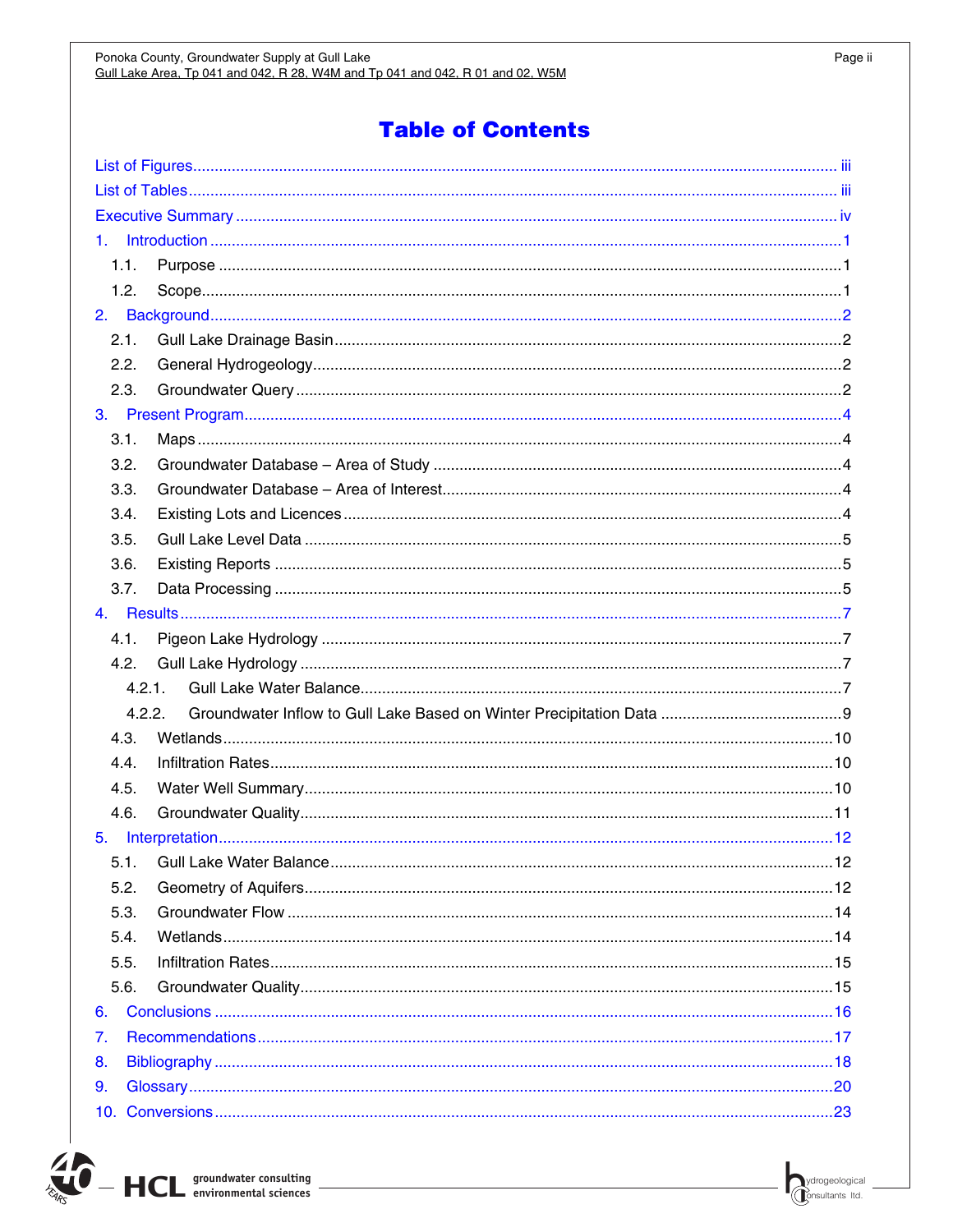# Table of Contents

List of Figures ..... iii
List of Tables ..... iii
Executive Summary ..... iv
1. Introduction ..... 1
   1.1. Purpose ..... 1
   1.2. Scope ..... 1
2. Background ..... 2
   2.1. Gull Lake Drainage Basin ..... 2
   2.2. General Hydrogeology ..... 2
   2.3. Groundwater Query ..... 2
3. Present Program ..... 4
   3.1. Maps ..... 4
   3.2. Groundwater Database – Area of Study ..... 4
   3.3. Groundwater Database – Area of Interest ..... 4
   3.4. Existing Lots and Licences ..... 4
   3.5. Gull Lake Level Data ..... 5
   3.6. Existing Reports ..... 5
   3.7. Data Processing ..... 5
4. Results ..... 7
   4.1. Pigeon Lake Hydrology ..... 7
   4.2. Gull Lake Hydrology ..... 7
      4.2.1. Gull Lake Water Balance ..... 7
      4.2.2. Groundwater Inflow to Gull Lake Based on Winter Precipitation Data ..... 9
   4.3. Wetlands ..... 10
   4.4. Infiltration Rates ..... 10
   4.5. Water Well Summary ..... 10
   4.6. Groundwater Quality ..... 11
5. Interpretation ..... 12
   5.1. Gull Lake Water Balance ..... 12
   5.2. Geometry of Aquifers ..... 12
   5.3. Groundwater Flow ..... 14
   5.4. Wetlands ..... 14
   5.5. Infiltration Rates ..... 15
   5.6. Groundwater Quality ..... 15
6. Conclusions ..... 16
7. Recommendations ..... 17
8. Bibliography ..... 18
9. Glossary ..... 20
10. Conversions ..... 23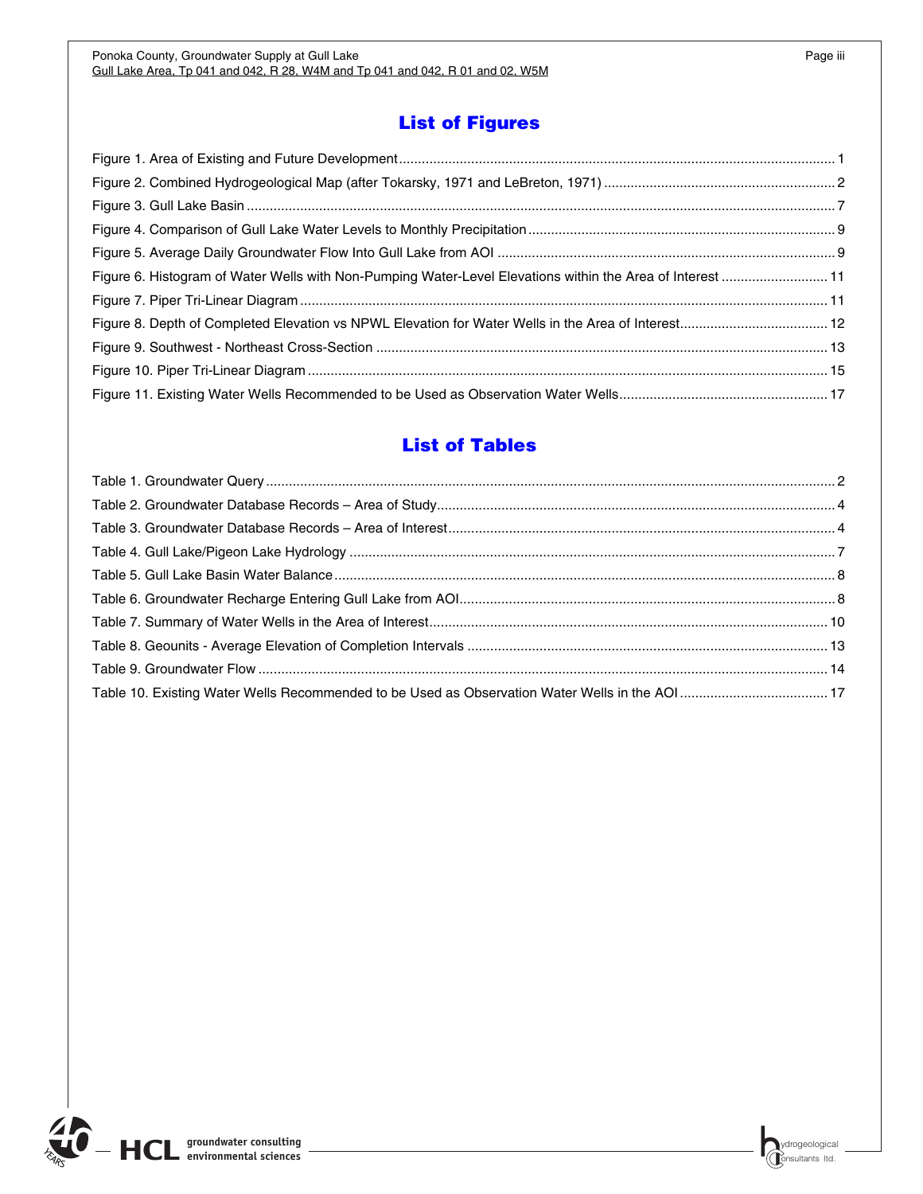## List of Figures

Figure 1. Area of Existing and Future Development ........................................................ 1
Figure 2. Combined Hydrogeological Map (after Tokarsky, 1971 and LeBreton, 1971) ........................ 2
Figure 3. Gull Lake Basin ......................................................................... 7
Figure 4. Comparison of Gull Lake Water Levels to Monthly Precipitation ................................... 9
Figure 5. Average Daily Groundwater Flow Into Gull Lake from AOI ......................................... 9
Figure 6. Histogram of Water Wells with Non-Pumping Water-Level Elevations within the Area of Interest ....... 11
Figure 7. Piper Tri-Linear Diagram ................................................................ 11
Figure 8. Depth of Completed Elevation vs NPWL Elevation for Water Wells in the Area of Interest ........... 12
Figure 9. Southwest - Northeast Cross-Section ..................................................... 13
Figure 10. Piper Tri-Linear Diagram ............................................................... 15
Figure 11. Existing Water Wells Recommended to be Used as Observation Water Wells .......................... 17

## List of Tables

Table 1. Groundwater Query ......................................................................... 2
Table 2. Groundwater Database Records – Area of Study .............................................. 4
Table 3. Groundwater Database Records – Area of Interest ........................................... 4
Table 4. Gull Lake/Pigeon Lake Hydrology ........................................................... 7
Table 5. Gull Lake Basin Water Balance ............................................................. 8
Table 6. Groundwater Recharge Entering Gull Lake from AOI .......................................... 8
Table 7. Summary of Water Wells in the Area of Interest ............................................ 10
Table 8. Geounits - Average Elevation of Completion Intervals ...................................... 13
Table 9. Groundwater Flow .......................................................................... 14
Table 10. Existing Water Wells Recommended to be Used as Observation Water Wells in the AOI ............. 17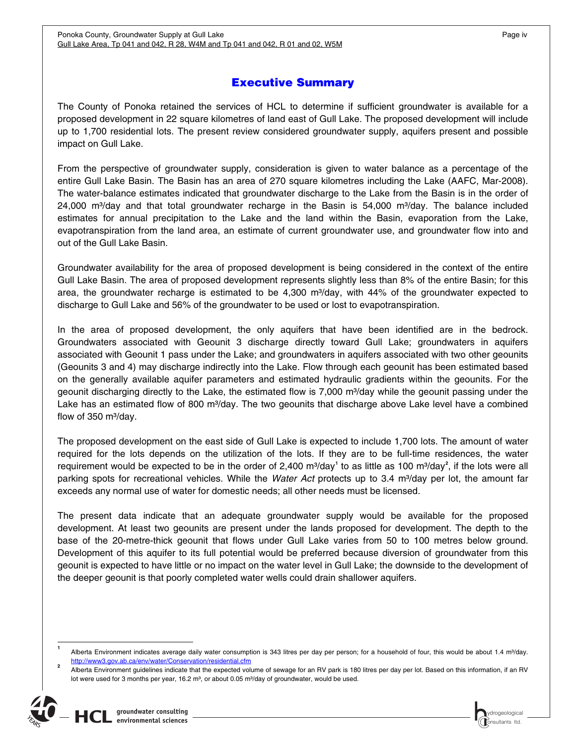# Executive Summary

The County of Ponoka retained the services of HCL to determine if sufficient groundwater is available for a proposed development in 22 square kilometres of land east of Gull Lake. The proposed development will include up to 1,700 residential lots. The present review considered groundwater supply, aquifers present and possible impact on Gull Lake.

From the perspective of groundwater supply, consideration is given to water balance as a percentage of the entire Gull Lake Basin. The Basin has an area of 270 square kilometres including the Lake (AAFC, Mar-2008). The water-balance estimates indicated that groundwater discharge to the Lake from the Basin is in the order of 24,000 m³/day and that total groundwater recharge in the Basin is 54,000 m³/day. The balance included estimates for annual precipitation to the Lake and the land within the Basin, evaporation from the Lake, evapotranspiration from the land area, an estimate of current groundwater use, and groundwater flow into and out of the Gull Lake Basin.

Groundwater availability for the area of proposed development is being considered in the context of the entire Gull Lake Basin. The area of proposed development represents slightly less than 8% of the entire Basin; for this area, the groundwater recharge is estimated to be 4,300 m³/day, with 44% of the groundwater expected to discharge to Gull Lake and 56% of the groundwater to be used or lost to evapotranspiration.

In the area of proposed development, the only aquifers that have been identified are in the bedrock. Groundwaters associated with Geounit 3 discharge directly toward Gull Lake; groundwaters in aquifers associated with Geounit 1 pass under the Lake; and groundwaters in aquifers associated with two other geounits (Geounits 3 and 4) may discharge indirectly into the Lake. Flow through each geounit has been estimated based on the generally available aquifer parameters and estimated hydraulic gradients within the geounits. For the geounit discharging directly to the Lake, the estimated flow is 7,000 m³/day while the geounit passing under the Lake has an estimated flow of 800 m³/day. The two geounits that discharge above Lake level have a combined flow of 350 m³/day.

The proposed development on the east side of Gull Lake is expected to include 1,700 lots. The amount of water required for the lots depends on the utilization of the lots. If they are to be full-time residences, the water requirement would be expected to be in the order of 2,400 m³/day[1] to as little as 100 m³/day[2], if the lots were all parking spots for recreational vehicles. While the *Water Act* protects up to 3.4 m³/day per lot, the amount far exceeds any normal use of water for domestic needs; all other needs must be licensed.

The present data indicate that an adequate groundwater supply would be available for the proposed development. At least two geounits are present under the lands proposed for development. The depth to the base of the 20-metre-thick geounit that flows under Gull Lake varies from 50 to 100 metres below ground. Development of this aquifer to its full potential would be preferred because diversion of groundwater from this geounit is expected to have little or no impact on the water level in Gull Lake; the downside to the development of the deeper geounit is that poorly completed water wells could drain shallower aquifers.

---

[1] Alberta Environment indicates average daily water consumption is 343 litres per day per person; for a household of four, this would be about 1.4 m³/day. http://www3.gov.ab.ca/env/water/Conservation/residential.cfm

[2] Alberta Environment guidelines indicate that the expected volume of sewage for an RV park is 180 litres per day per lot. Based on this information, if an RV lot were used for 3 months per year, 16.2 m³, or about 0.05 m³/day of groundwater, would be used.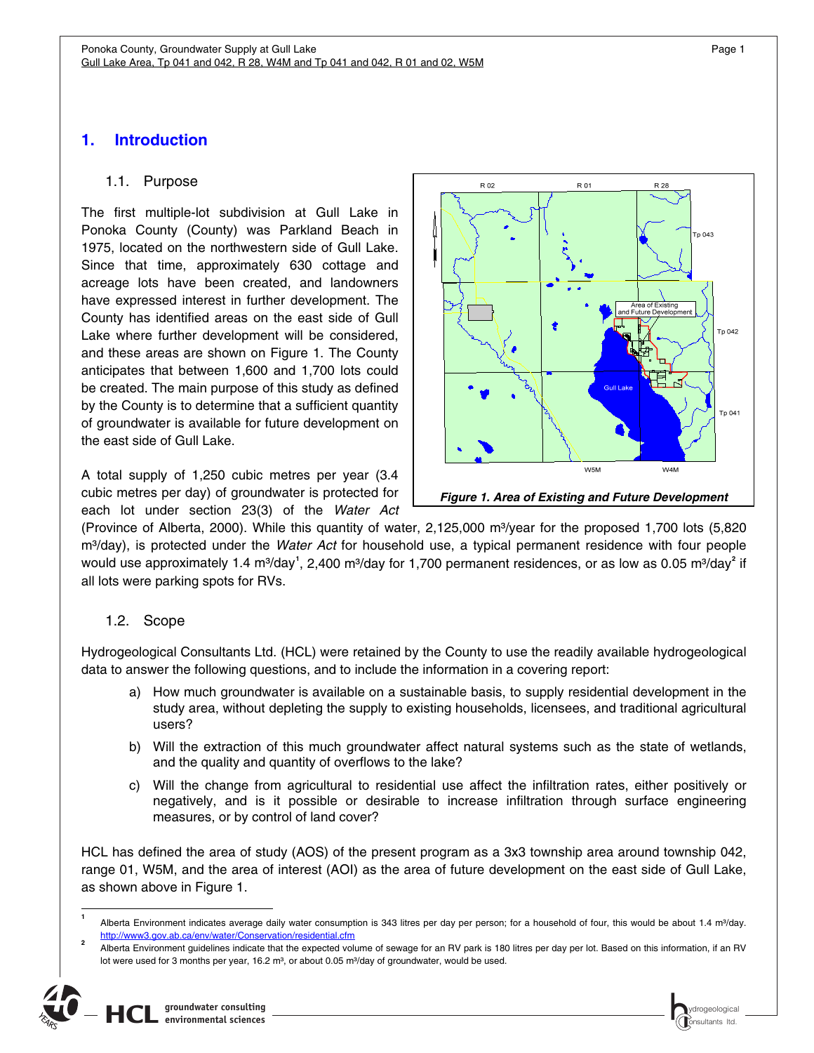# 1. Introduction

## 1.1. Purpose

The first multiple-lot subdivision at Gull Lake in Ponoka County (County) was Parkland Beach in 1975, located on the northwestern side of Gull Lake. Since that time, approximately 630 cottage and acreage lots have been created, and landowners have expressed interest in further development. The County has identified areas on the east side of Gull Lake where further development will be considered, and these areas are shown on Figure 1. The County anticipates that between 1,600 and 1,700 lots could be created. The main purpose of this study as defined by the County is to determine that a sufficient quantity of groundwater is available for future development on the east side of Gull Lake.

***Figure 1. Area of Existing and Future Development***

A total supply of 1,250 cubic metres per year (3.4 cubic metres per day) of groundwater is protected for each lot under section 23(3) of the *Water Act* (Province of Alberta, 2000). While this quantity of water, 2,125,000 m³/year for the proposed 1,700 lots (5,820 m³/day), is protected under the *Water Act* for household use, a typical permanent residence with four people would use approximately 1.4 m³/day[1], 2,400 m³/day for 1,700 permanent residences, or as low as 0.05 m³/day[2] if all lots were parking spots for RVs.

## 1.2. Scope

Hydrogeological Consultants Ltd. (HCL) were retained by the County to use the readily available hydrogeological data to answer the following questions, and to include the information in a covering report:

a) How much groundwater is available on a sustainable basis, to supply residential development in the study area, without depleting the supply to existing households, licensees, and traditional agricultural users?

b) Will the extraction of this much groundwater affect natural systems such as the state of wetlands, and the quality and quantity of overflows to the lake?

c) Will the change from agricultural to residential use affect the infiltration rates, either positively or negatively, and is it possible or desirable to increase infiltration through surface engineering measures, or by control of land cover?

HCL has defined the area of study (AOS) of the present program as a 3x3 township area around township 042, range 01, W5M, and the area of interest (AOI) as the area of future development on the east side of Gull Lake, as shown above in Figure 1.

---

[1] Alberta Environment indicates average daily water consumption is 343 litres per day per person; for a household of four, this would be about 1.4 m³/day. http://www3.gov.ab.ca/env/water/Conservation/residential.cfm

[2] Alberta Environment guidelines indicate that the expected volume of sewage for an RV park is 180 litres per day per lot. Based on this information, if an RV lot were used for 3 months per year, 16.2 m³, or about 0.05 m³/day of groundwater, would be used.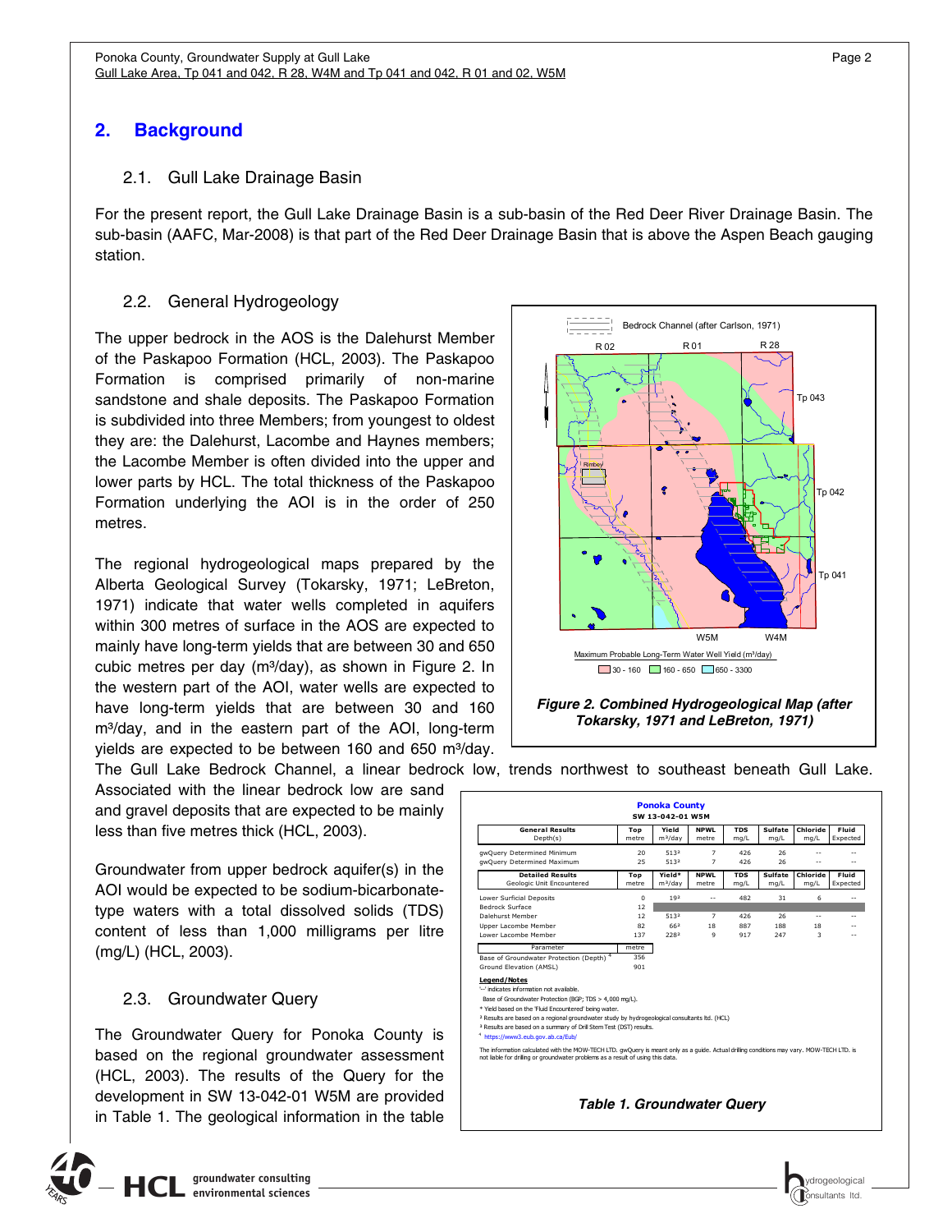## 2. Background

### 2.1. Gull Lake Drainage Basin

For the present report, the Gull Lake Drainage Basin is a sub-basin of the Red Deer River Drainage Basin. The sub-basin (AAFC, Mar-2008) is that part of the Red Deer Drainage Basin that is above the Aspen Beach gauging station.

### 2.2. General Hydrogeology

The upper bedrock in the AOS is the Dalehurst Member of the Paskapoo Formation (HCL, 2003). The Paskapoo Formation is comprised primarily of non-marine sandstone and shale deposits. The Paskapoo Formation is subdivided into three Members; from youngest to oldest they are: the Dalehurst, Lacombe and Haynes members; the Lacombe Member is often divided into the upper and lower parts by HCL. The total thickness of the Paskapoo Formation underlying the AOI is in the order of 250 metres.

The regional hydrogeological maps prepared by the Alberta Geological Survey (Tokarsky, 1971; LeBreton, 1971) indicate that water wells completed in aquifers within 300 metres of surface in the AOS are expected to mainly have long-term yields that are between 30 and 650 cubic metres per day (m³/day), as shown in Figure 2. In the western part of the AOI, water wells are expected to have long-term yields that are between 30 and 160 m³/day, and in the eastern part of the AOI, long-term yields are expected to be between 160 and 650 m³/day. The Gull Lake Bedrock Channel, a linear bedrock low, trends northwest to southeast beneath Gull Lake. Associated with the linear bedrock low are sand and gravel deposits that are expected to be mainly less than five metres thick (HCL, 2003).

*Figure 2. Combined Hydrogeological Map (after Tokarsky, 1971 and LeBreton, 1971)*

Groundwater from upper bedrock aquifer(s) in the AOI would be expected to be sodium-bicarbonate-type waters with a total dissolved solids (TDS) content of less than 1,000 milligrams per litre (mg/L) (HCL, 2003).

### 2.3. Groundwater Query

The Groundwater Query for Ponoka County is based on the regional groundwater assessment (HCL, 2003). The results of the Query for the development in SW 13-042-01 W5M are provided in Table 1. The geological information in the table

**Ponoka County**
**SW 13-042-01 W5M**

| General Results Depth(s) | Top metre | Yield m³/day | NPWL metre | TDS mg/L | Sulfate mg/L | Chloride mg/L | Fluid Expected |
|---|---|---|---|---|---|---|---|
| gwQuery Determined Minimum | 20 | 513[2] | 7 | 426 | 26 | -- | -- |
| gwQuery Determined Maximum | 25 | 513[2] | 7 | 426 | 26 | -- | -- |
| **Detailed Results** Geologic Unit Encountered | **Top** metre | **Yield*** m³/day | **NPWL** metre | **TDS** mg/L | **Sulfate** mg/L | **Chloride** mg/L | **Fluid** Expected |
| Lower Surficial Deposits | 0 | 19[2] | -- | 482 | 31 | 6 | -- |
| Bedrock Surface | 12 | | | | | | |
| Dalehurst Member | 12 | 513[2] | 7 | 426 | 26 | -- | -- |
| Upper Lacombe Member | 82 | 66[2] | 18 | 887 | 188 | 18 | -- |
| Lower Lacombe Member | 137 | 228[2] | 9 | 917 | 247 | 3 | -- |

| Parameter | metre |
|---|---|
| Base of Groundwater Protection (Depth) [4] | 356 |
| Ground Elevation (AMSL) | 901 |

**Legend/Notes**
'--' indicates information not available.
Base of Groundwater Protection (BGP; TDS > 4,000 mg/L).
* Yield based on the 'Fluid Encountered' being water.
[2] Results are based on a regional groundwater study by hydrogeological consultants ltd. (HCL)
[3] Results are based on a summary of Drill Stem Test (DST) results.
[4] https://www3.eub.gov.ab.ca/Eub/

The information calculated with the MOW-TECH LTD. gwQuery is meant only as a guide. Actual drilling conditions may vary. MOW-TECH LTD. is not liable for drilling or groundwater problems as a result of using this data.

*Table 1. Groundwater Query*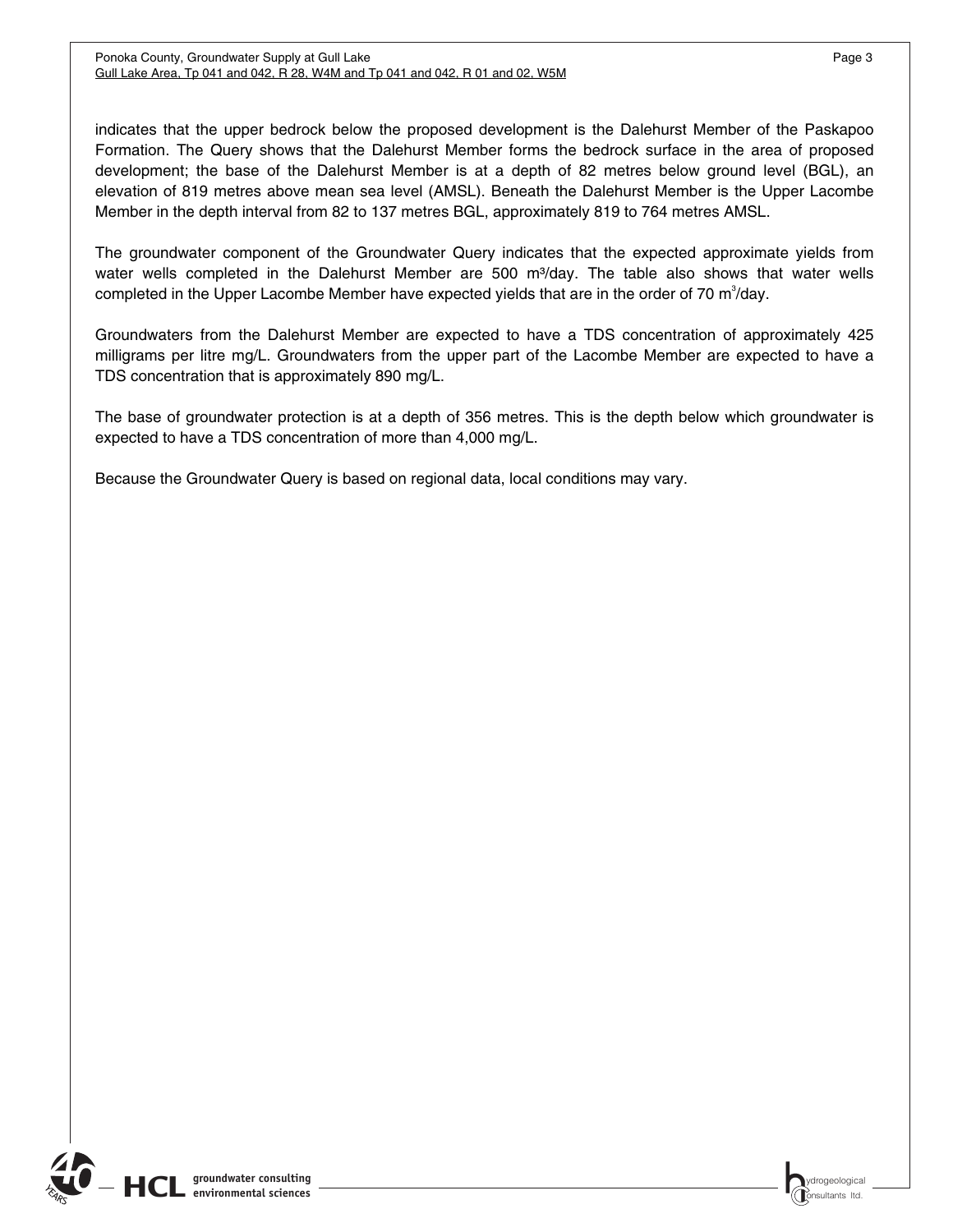indicates that the upper bedrock below the proposed development is the Dalehurst Member of the Paskapoo Formation. The Query shows that the Dalehurst Member forms the bedrock surface in the area of proposed development; the base of the Dalehurst Member is at a depth of 82 metres below ground level (BGL), an elevation of 819 metres above mean sea level (AMSL). Beneath the Dalehurst Member is the Upper Lacombe Member in the depth interval from 82 to 137 metres BGL, approximately 819 to 764 metres AMSL.

The groundwater component of the Groundwater Query indicates that the expected approximate yields from water wells completed in the Dalehurst Member are 500 $m^3$/day. The table also shows that water wells completed in the Upper Lacombe Member have expected yields that are in the order of 70 $m^3$/day.

Groundwaters from the Dalehurst Member are expected to have a TDS concentration of approximately 425 milligrams per litre mg/L. Groundwaters from the upper part of the Lacombe Member are expected to have a TDS concentration that is approximately 890 mg/L.

The base of groundwater protection is at a depth of 356 metres. This is the depth below which groundwater is expected to have a TDS concentration of more than 4,000 mg/L.

Because the Groundwater Query is based on regional data, local conditions may vary.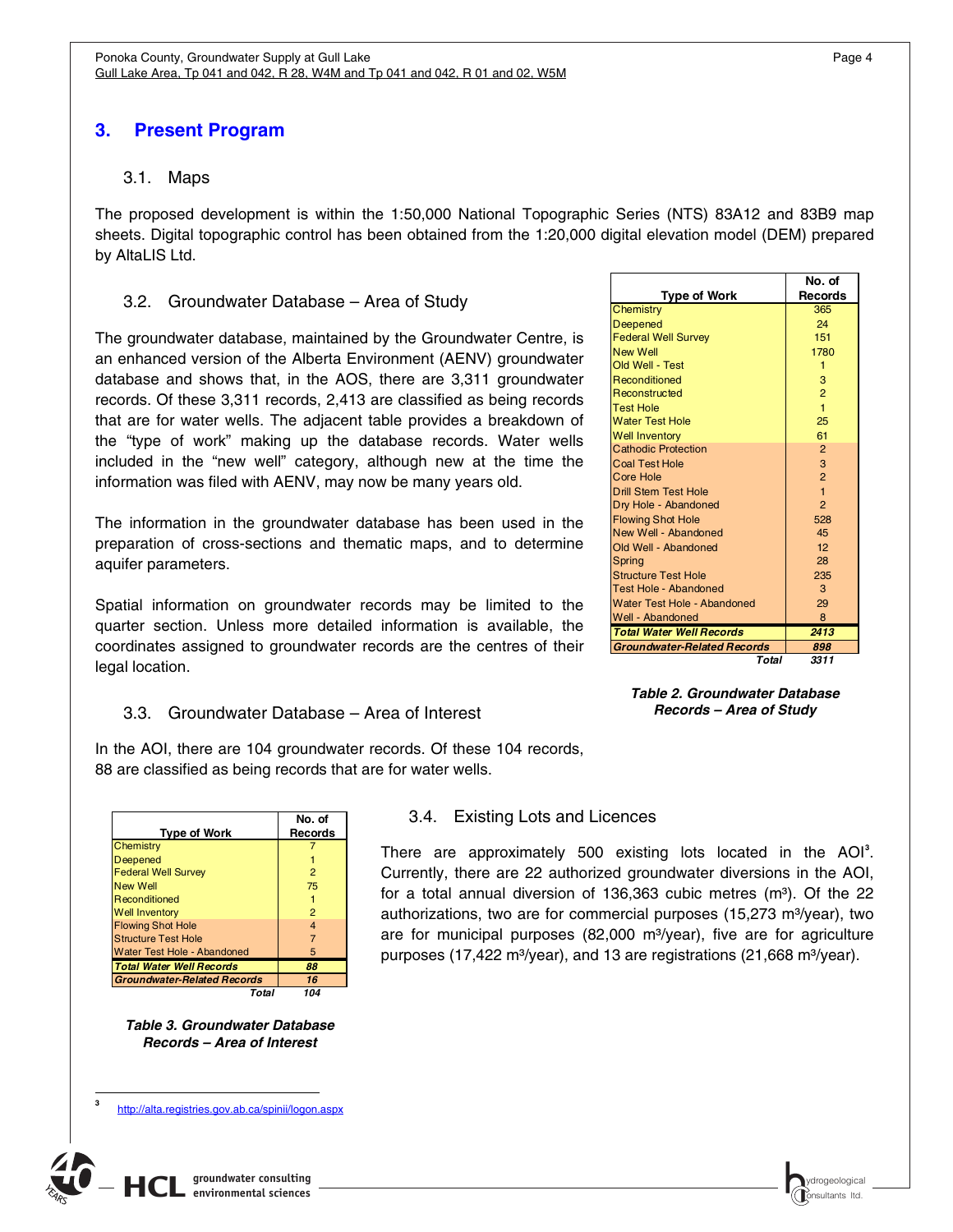# 3. Present Program

## 3.1. Maps

The proposed development is within the 1:50,000 National Topographic Series (NTS) 83A12 and 83B9 map sheets. Digital topographic control has been obtained from the 1:20,000 digital elevation model (DEM) prepared by AltaLIS Ltd.

## 3.2. Groundwater Database – Area of Study

The groundwater database, maintained by the Groundwater Centre, is an enhanced version of the Alberta Environment (AENV) groundwater database and shows that, in the AOS, there are 3,311 groundwater records. Of these 3,311 records, 2,413 are classified as being records that are for water wells. The adjacent table provides a breakdown of the "type of work" making up the database records. Water wells included in the "new well" category, although new at the time the information was filed with AENV, may now be many years old.

The information in the groundwater database has been used in the preparation of cross-sections and thematic maps, and to determine aquifer parameters.

Spatial information on groundwater records may be limited to the quarter section. Unless more detailed information is available, the coordinates assigned to groundwater records are the centres of their legal location.

| Type of Work | No. of Records |
|---|---|
| Chemistry | 365 |
| Deepened | 24 |
| Federal Well Survey | 151 |
| New Well | 1780 |
| Old Well - Test | 1 |
| Reconditioned | 3 |
| Reconstructed | 2 |
| Test Hole | 1 |
| Water Test Hole | 25 |
| Well Inventory | 61 |
| Cathodic Protection | 2 |
| Coal Test Hole | 3 |
| Core Hole | 2 |
| Drill Stem Test Hole | 1 |
| Dry Hole - Abandoned | 2 |
| Flowing Shot Hole | 528 |
| New Well - Abandoned | 45 |
| Old Well - Abandoned | 12 |
| Spring | 28 |
| Structure Test Hole | 235 |
| Test Hole - Abandoned | 3 |
| Water Test Hole - Abandoned | 29 |
| Well - Abandoned | 8 |
| ***Total Water Well Records*** | ***2413*** |
| ***Groundwater-Related Records*** | ***898*** |
| ***Total*** | ***3311*** |

***Table 2. Groundwater Database Records – Area of Study***

## 3.3. Groundwater Database – Area of Interest

In the AOI, there are 104 groundwater records. Of these 104 records, 88 are classified as being records that are for water wells.

| Type of Work | No. of Records |
|---|---|
| Chemistry | 7 |
| Deepened | 1 |
| Federal Well Survey | 2 |
| New Well | 75 |
| Reconditioned | 1 |
| Well Inventory | 2 |
| Flowing Shot Hole | 4 |
| Structure Test Hole | 7 |
| Water Test Hole - Abandoned | 5 |
| ***Total Water Well Records*** | ***88*** |
| ***Groundwater-Related Records*** | ***16*** |
| ***Total*** | ***104*** |

***Table 3. Groundwater Database Records – Area of Interest***

## 3.4. Existing Lots and Licences

There are approximately 500 existing lots located in the AOI[3]. Currently, there are 22 authorized groundwater diversions in the AOI, for a total annual diversion of 136,363 cubic metres (m³). Of the 22 authorizations, two are for commercial purposes (15,273 m³/year), two are for municipal purposes (82,000 m³/year), five are for agriculture purposes (17,422 m³/year), and 13 are registrations (21,668 m³/year).

[3] http://alta.registries.gov.ab.ca/spinii/logon.aspx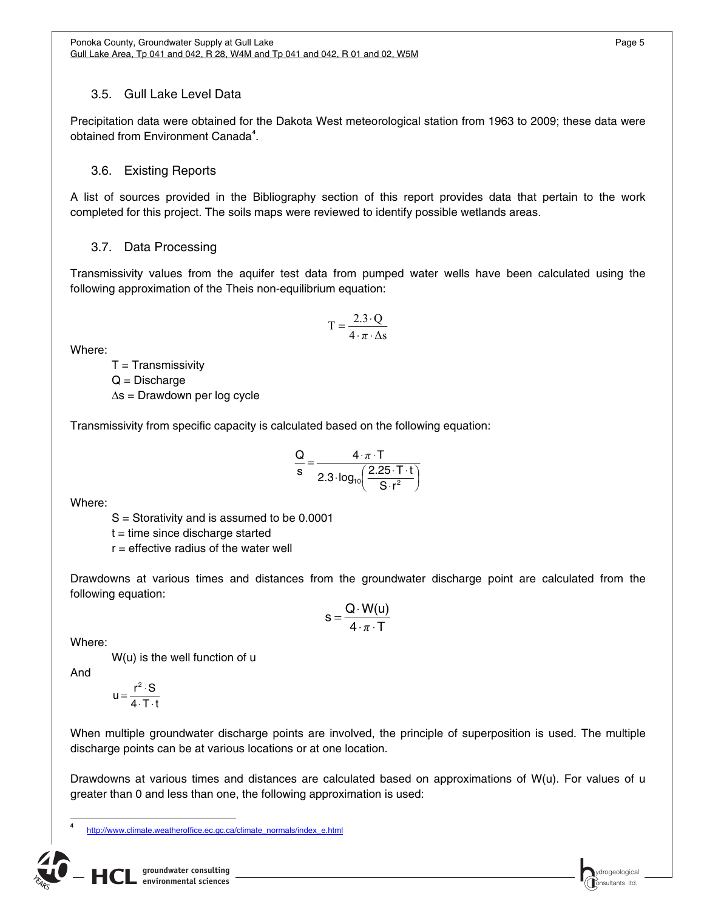### 3.5. Gull Lake Level Data

Precipitation data were obtained for the Dakota West meteorological station from 1963 to 2009; these data were obtained from Environment Canada[4].

### 3.6. Existing Reports

A list of sources provided in the Bibliography section of this report provides data that pertain to the work completed for this project. The soils maps were reviewed to identify possible wetlands areas.

### 3.7. Data Processing

Transmissivity values from the aquifer test data from pumped water wells have been calculated using the following approximation of the Theis non-equilibrium equation:

$$T = \frac{2.3 \cdot Q}{4 \cdot \pi \cdot \Delta s}$$

Where:

- T = Transmissivity
- Q = Discharge
- $\Delta s$ = Drawdown per log cycle

Transmissivity from specific capacity is calculated based on the following equation:

$$\frac{Q}{s} = \frac{4 \cdot \pi \cdot T}{2.3 \cdot \log_{10}\left(\frac{2.25 \cdot T \cdot t}{S \cdot r^2}\right)}$$

Where:

- S = Storativity and is assumed to be 0.0001
- t = time since discharge started
- r = effective radius of the water well

Drawdowns at various times and distances from the groundwater discharge point are calculated from the following equation:

$$s = \frac{Q \cdot W(u)}{4 \cdot \pi \cdot T}$$

Where:

W(u) is the well function of u

And

$$u = \frac{r^2 \cdot S}{4 \cdot T \cdot t}$$

When multiple groundwater discharge points are involved, the principle of superposition is used. The multiple discharge points can be at various locations or at one location.

Drawdowns at various times and distances are calculated based on approximations of W(u). For values of u greater than 0 and less than one, the following approximation is used:

[4] http://www.climate.weatheroffice.ec.gc.ca/climate_normals/index_e.html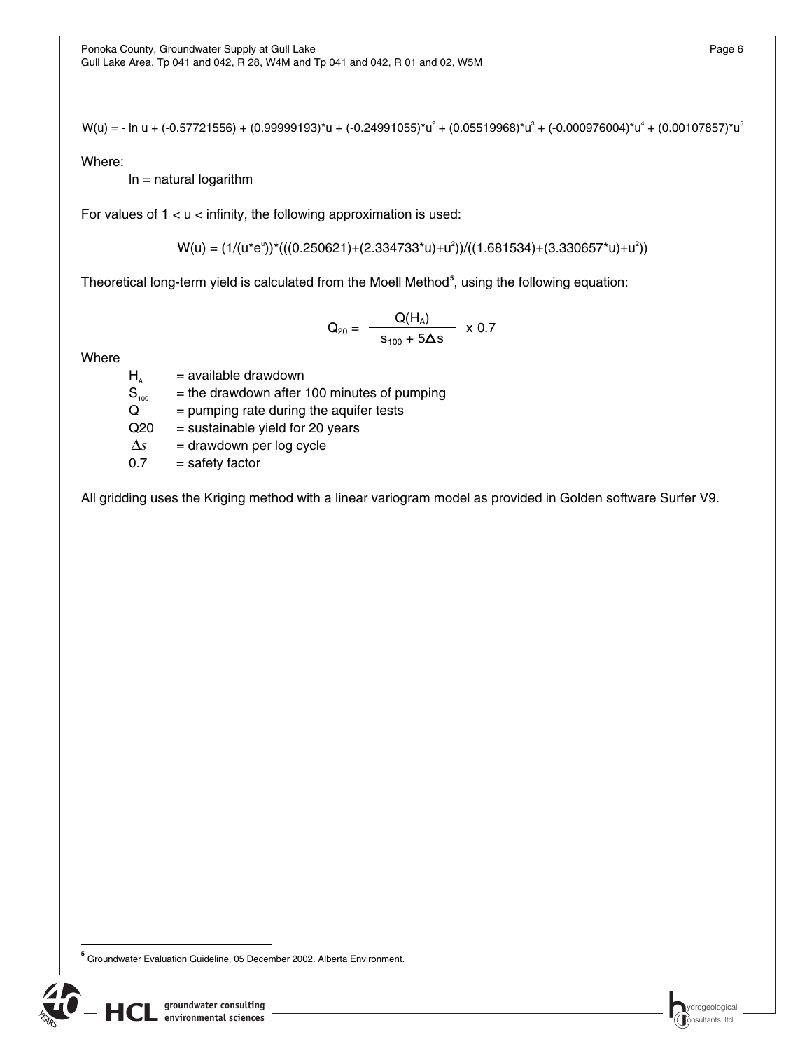$$W(u) = -\ln u + (-0.57721556) + (0.99999193) u + (-0.24991055) u^2 + (0.05519968) u^3 + (-0.000976004) u^4 + (0.00107857) u^5$$

Where:

ln = natural logarithm

For values of $1 < u <$ infinity, the following approximation is used:

$$W(u) = (1/(u e^u)) (((0.250621)+(2.334733 u)+u^2))/((1.681534)+(3.330657 u)+u^2))$$

Theoretical long-term yield is calculated from the Moell Method[5], using the following equation:

$$Q_{20} = \frac{Q(H_A)}{s_{100} + 5\Delta s} \times 0.7$$

Where

- $H_A$ = available drawdown
- $S_{100}$ = the drawdown after 100 minutes of pumping
- $Q$ = pumping rate during the aquifer tests
- Q20 = sustainable yield for 20 years
- $\Delta s$ = drawdown per log cycle
- 0.7 = safety factor

All gridding uses the Kriging method with a linear variogram model as provided in Golden software Surfer V9.

---

[5] Groundwater Evaluation Guideline, 05 December 2002. Alberta Environment.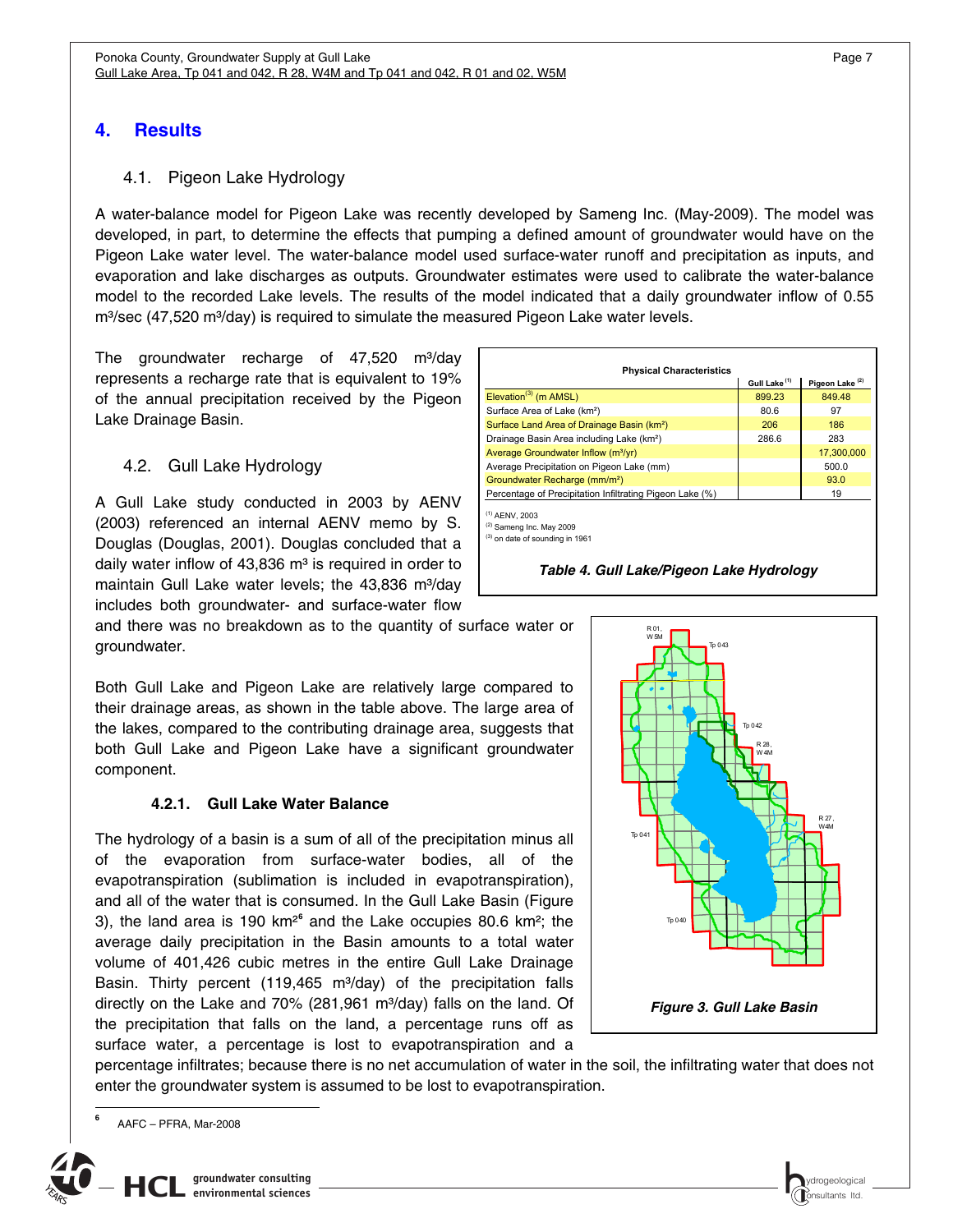# 4. Results

## 4.1. Pigeon Lake Hydrology

A water-balance model for Pigeon Lake was recently developed by Sameng Inc. (May-2009). The model was developed, in part, to determine the effects that pumping a defined amount of groundwater would have on the Pigeon Lake water level. The water-balance model used surface-water runoff and precipitation as inputs, and evaporation and lake discharges as outputs. Groundwater estimates were used to calibrate the water-balance model to the recorded Lake levels. The results of the model indicated that a daily groundwater inflow of 0.55 m³/sec (47,520 m³/day) is required to simulate the measured Pigeon Lake water levels.

The groundwater recharge of 47,520 m³/day represents a recharge rate that is equivalent to 19% of the annual precipitation received by the Pigeon Lake Drainage Basin.

| Physical Characteristics | Gull Lake [1] | Pigeon Lake [2] |
|---|---|---|
| Elevation[3] (m AMSL) | 899.23 | 849.48 |
| Surface Area of Lake (km²) | 80.6 | 97 |
| Surface Land Area of Drainage Basin (km²) | 206 | 186 |
| Drainage Basin Area including Lake (km²) | 286.6 | 283 |
| Average Groundwater Inflow (m³/yr) | | 17,300,000 |
| Average Precipitation on Pigeon Lake (mm) | | 500.0 |
| Groundwater Recharge (mm/m²) | | 93.0 |
| Percentage of Precipitation Infiltrating Pigeon Lake (%) | | 19 |

[1] AENV, 2003
[2] Sameng Inc. May 2009
[3] on date of sounding in 1961

*Table 4. Gull Lake/Pigeon Lake Hydrology*

## 4.2. Gull Lake Hydrology

A Gull Lake study conducted in 2003 by AENV (2003) referenced an internal AENV memo by S. Douglas (Douglas, 2001). Douglas concluded that a daily water inflow of 43,836 m³ is required in order to maintain Gull Lake water levels; the 43,836 m³/day includes both groundwater- and surface-water flow and there was no breakdown as to the quantity of surface water or groundwater.

Both Gull Lake and Pigeon Lake are relatively large compared to their drainage areas, as shown in the table above. The large area of the lakes, compared to the contributing drainage area, suggests that both Gull Lake and Pigeon Lake have a significant groundwater component.

### 4.2.1. Gull Lake Water Balance

The hydrology of a basin is a sum of all of the precipitation minus all of the evaporation from surface-water bodies, all of the evapotranspiration (sublimation is included in evapotranspiration), and all of the water that is consumed. In the Gull Lake Basin (Figure 3), the land area is 190 km²[6] and the Lake occupies 80.6 km²; the average daily precipitation in the Basin amounts to a total water volume of 401,426 cubic metres in the entire Gull Lake Drainage Basin. Thirty percent (119,465 m³/day) of the precipitation falls directly on the Lake and 70% (281,961 m³/day) falls on the land. Of the precipitation that falls on the land, a percentage runs off as surface water, a percentage is lost to evapotranspiration and a percentage infiltrates; because there is no net accumulation of water in the soil, the infiltrating water that does not enter the groundwater system is assumed to be lost to evapotranspiration.

*Figure 3. Gull Lake Basin*

[6] AAFC – PFRA, Mar-2008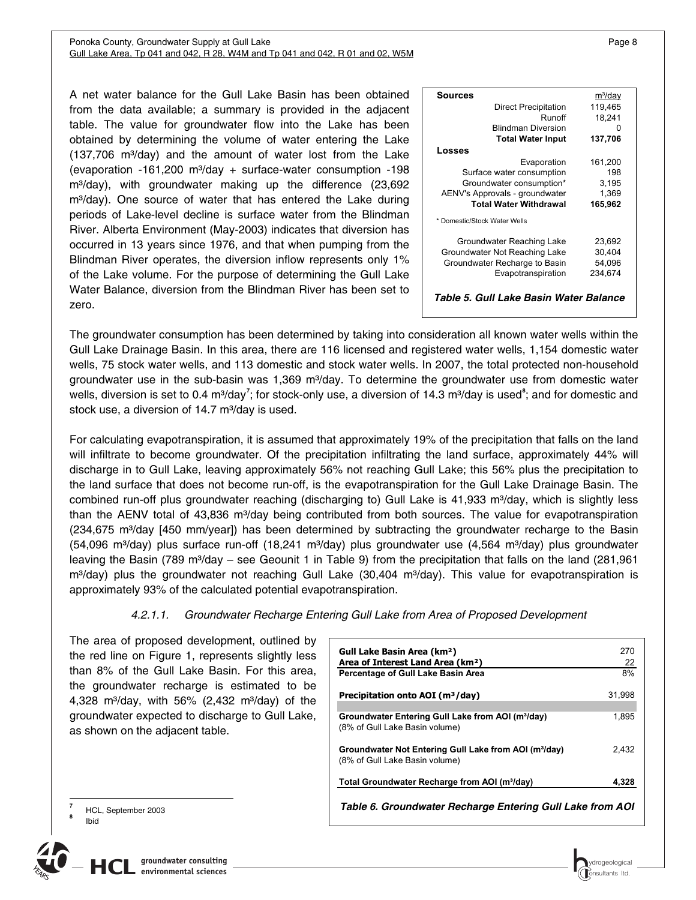A net water balance for the Gull Lake Basin has been obtained from the data available; a summary is provided in the adjacent table. The value for groundwater flow into the Lake has been obtained by determining the volume of water entering the Lake (137,706 m³/day) and the amount of water lost from the Lake (evaporation -161,200 m³/day + surface-water consumption -198 m³/day), with groundwater making up the difference (23,692 m³/day). One source of water that has entered the Lake during periods of Lake-level decline is surface water from the Blindman River. Alberta Environment (May-2003) indicates that diversion has occurred in 13 years since 1976, and that when pumping from the Blindman River operates, the diversion inflow represents only 1% of the Lake volume. For the purpose of determining the Gull Lake Water Balance, diversion from the Blindman River has been set to zero.

| **Sources** | m³/day |
|---|---|
| Direct Precipitation | 119,465 |
| Runoff | 18,241 |
| Blindman Diversion | 0 |
| **Total Water Input** | **137,706** |
| **Losses** | |
| Evaporation | 161,200 |
| Surface water consumption | 198 |
| Groundwater consumption* | 3,195 |
| AENV's Approvals - groundwater | 1,369 |
| **Total Water Withdrawal** | **165,962** |
| * Domestic/Stock Water Wells | |
| Groundwater Reaching Lake | 23,692 |
| Groundwater Not Reaching Lake | 30,404 |
| Groundwater Recharge to Basin | 54,096 |
| Evapotranspiration | 234,674 |

***Table 5. Gull Lake Basin Water Balance***

The groundwater consumption has been determined by taking into consideration all known water wells within the Gull Lake Drainage Basin. In this area, there are 116 licensed and registered water wells, 1,154 domestic water wells, 75 stock water wells, and 113 domestic and stock water wells. In 2007, the total protected non-household groundwater use in the sub-basin was 1,369 m³/day. To determine the groundwater use from domestic water wells, diversion is set to 0.4 m³/day[7]; for stock-only use, a diversion of 14.3 m³/day is used[8]; and for domestic and stock use, a diversion of 14.7 m³/day is used.

For calculating evapotranspiration, it is assumed that approximately 19% of the precipitation that falls on the land will infiltrate to become groundwater. Of the precipitation infiltrating the land surface, approximately 44% will discharge in to Gull Lake, leaving approximately 56% not reaching Gull Lake; this 56% plus the precipitation to the land surface that does not become run-off, is the evapotranspiration for the Gull Lake Drainage Basin. The combined run-off plus groundwater reaching (discharging to) Gull Lake is 41,933 m³/day, which is slightly less than the AENV total of 43,836 m³/day being contributed from both sources. The value for evapotranspiration (234,675 m³/day [450 mm/year]) has been determined by subtracting the groundwater recharge to the Basin (54,096 m³/day) plus surface run-off (18,241 m³/day) plus groundwater use (4,564 m³/day) plus groundwater leaving the Basin (789 m³/day – see Geounit 1 in Table 9) from the precipitation that falls on the land (281,961 m³/day) plus the groundwater not reaching Gull Lake (30,404 m³/day). This value for evapotranspiration is approximately 93% of the calculated potential evapotranspiration.

#### *4.2.1.1. Groundwater Recharge Entering Gull Lake from Area of Proposed Development*

The area of proposed development, outlined by the red line on Figure 1, represents slightly less than 8% of the Gull Lake Basin. For this area, the groundwater recharge is estimated to be 4,328 m³/day, with 56% (2,432 m³/day) of the groundwater expected to discharge to Gull Lake, as shown on the adjacent table.

| | |
|---|---|
| **Gull Lake Basin Area (km²)** | 270 |
| **Area of Interest Land Area (km²)** | 22 |
| **Percentage of Gull Lake Basin Area** | 8% |
| **Precipitation onto AOI (m³/day)** | 31,998 |
| **Groundwater Entering Gull Lake from AOI (m³/day)** (8% of Gull Lake Basin volume) | 1,895 |
| **Groundwater Not Entering Gull Lake from AOI (m³/day)** (8% of Gull Lake Basin volume) | 2,432 |
| **Total Groundwater Recharge from AOI (m³/day)** | **4,328** |

***Table 6. Groundwater Recharge Entering Gull Lake from AOI***

[7] HCL, September 2003
[8] Ibid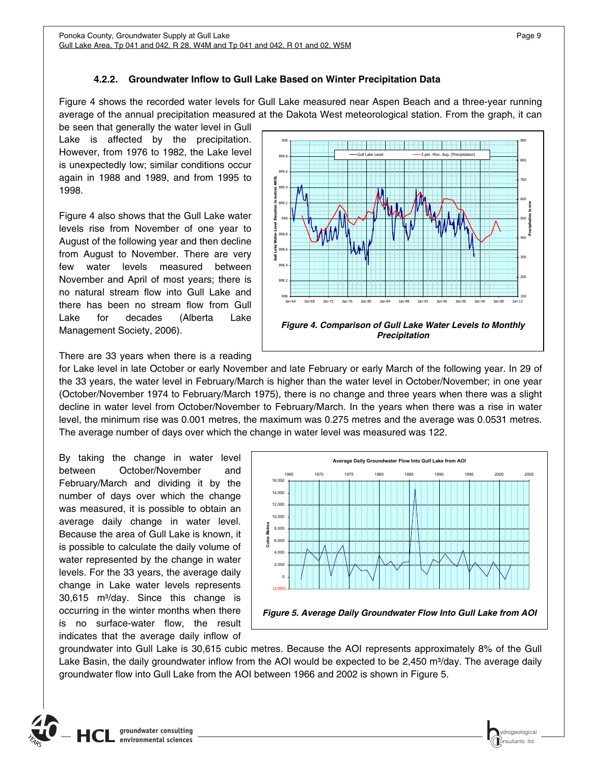#### 4.2.2. Groundwater Inflow to Gull Lake Based on Winter Precipitation Data

Figure 4 shows the recorded water levels for Gull Lake measured near Aspen Beach and a three-year running average of the annual precipitation measured at the Dakota West meteorological station. From the graph, it can be seen that generally the water level in Gull Lake is affected by the precipitation. However, from 1976 to 1982, the Lake level is unexpectedly low; similar conditions occur again in 1988 and 1989, and from 1995 to 1998.

Figure 4 also shows that the Gull Lake water levels rise from November of one year to August of the following year and then decline from August to November. There are very few water levels measured between November and April of most years; there is no natural stream flow into Gull Lake and there has been no stream flow from Gull Lake for decades (Alberta Lake Management Society, 2006).

*Figure 4. Comparison of Gull Lake Water Levels to Monthly Precipitation*

There are 33 years when there is a reading for Lake level in late October or early November and late February or early March of the following year. In 29 of the 33 years, the water level in February/March is higher than the water level in October/November; in one year (October/November 1974 to February/March 1975), there is no change and three years when there was a slight decline in water level from October/November to February/March. In the years when there was a rise in water level, the minimum rise was 0.001 metres, the maximum was 0.275 metres and the average was 0.0531 metres. The average number of days over which the change in water level was measured was 122.

By taking the change in water level between October/November and February/March and dividing it by the number of days over which the change was measured, it is possible to obtain an average daily change in water level. Because the area of Gull Lake is known, it is possible to calculate the daily volume of water represented by the change in water levels. For the 33 years, the average daily change in Lake water levels represents 30,615 m³/day. Since this change is occurring in the winter months when there is no surface-water flow, the result indicates that the average daily inflow of groundwater into Gull Lake is 30,615 cubic metres. Because the AOI represents approximately 8% of the Gull Lake Basin, the daily groundwater inflow from the AOI would be expected to be 2,450 m³/day. The average daily groundwater flow into Gull Lake from the AOI between 1966 and 2002 is shown in Figure 5.

*Figure 5. Average Daily Groundwater Flow Into Gull Lake from AOI*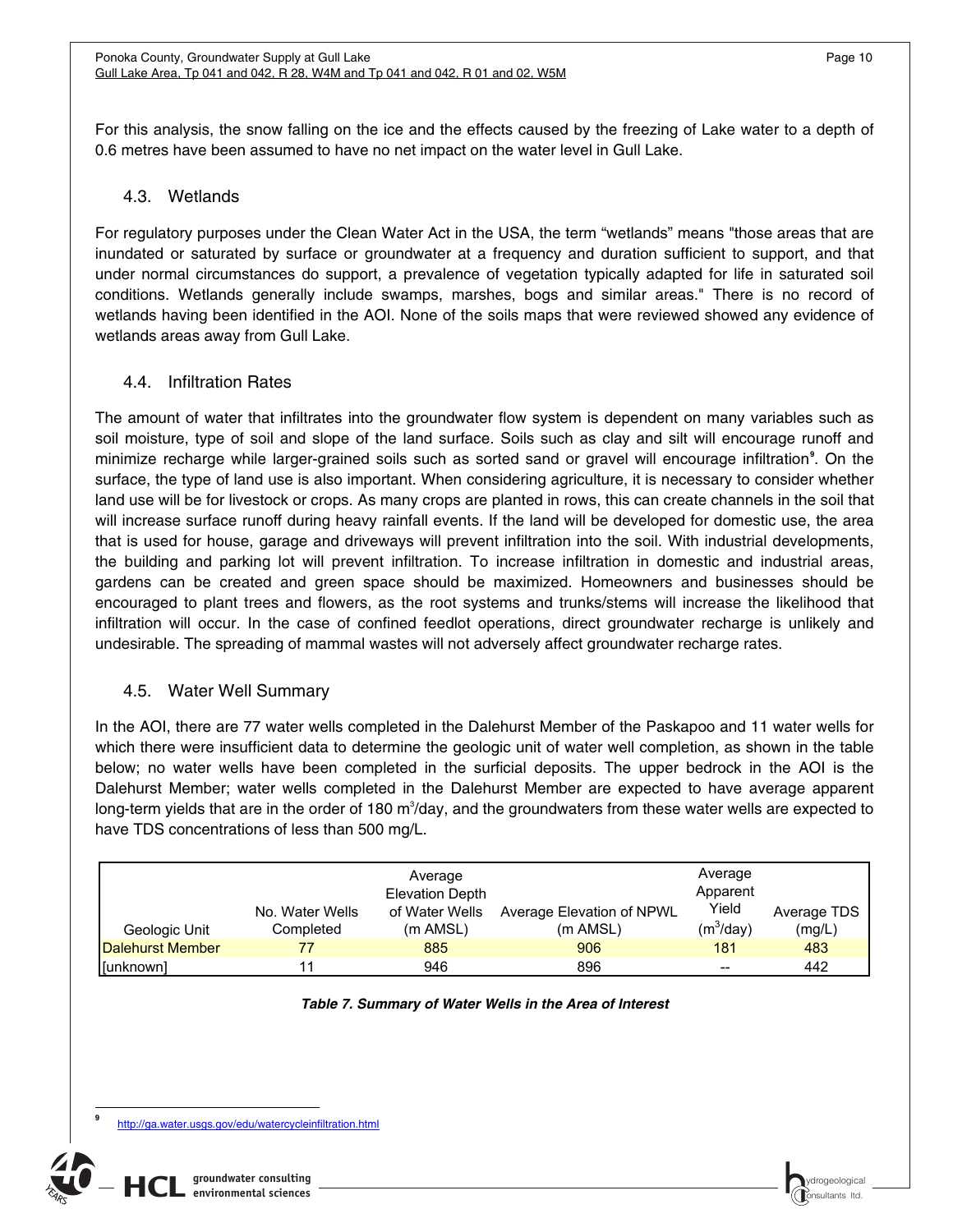For this analysis, the snow falling on the ice and the effects caused by the freezing of Lake water to a depth of 0.6 metres have been assumed to have no net impact on the water level in Gull Lake.

## 4.3. Wetlands

For regulatory purposes under the Clean Water Act in the USA, the term "wetlands" means "those areas that are inundated or saturated by surface or groundwater at a frequency and duration sufficient to support, and that under normal circumstances do support, a prevalence of vegetation typically adapted for life in saturated soil conditions. Wetlands generally include swamps, marshes, bogs and similar areas." There is no record of wetlands having been identified in the AOI. None of the soils maps that were reviewed showed any evidence of wetlands areas away from Gull Lake.

## 4.4. Infiltration Rates

The amount of water that infiltrates into the groundwater flow system is dependent on many variables such as soil moisture, type of soil and slope of the land surface. Soils such as clay and silt will encourage runoff and minimize recharge while larger-grained soils such as sorted sand or gravel will encourage infiltration[9]. On the surface, the type of land use is also important. When considering agriculture, it is necessary to consider whether land use will be for livestock or crops. As many crops are planted in rows, this can create channels in the soil that will increase surface runoff during heavy rainfall events. If the land will be developed for domestic use, the area that is used for house, garage and driveways will prevent infiltration into the soil. With industrial developments, the building and parking lot will prevent infiltration. To increase infiltration in domestic and industrial areas, gardens can be created and green space should be maximized. Homeowners and businesses should be encouraged to plant trees and flowers, as the root systems and trunks/stems will increase the likelihood that infiltration will occur. In the case of confined feedlot operations, direct groundwater recharge is unlikely and undesirable. The spreading of mammal wastes will not adversely affect groundwater recharge rates.

## 4.5. Water Well Summary

In the AOI, there are 77 water wells completed in the Dalehurst Member of the Paskapoo and 11 water wells for which there were insufficient data to determine the geologic unit of water well completion, as shown in the table below; no water wells have been completed in the surficial deposits. The upper bedrock in the AOI is the Dalehurst Member; water wells completed in the Dalehurst Member are expected to have average apparent long-term yields that are in the order of 180 $m^3$/day, and the groundwaters from these water wells are expected to have TDS concentrations of less than 500 mg/L.

| Geologic Unit | No. Water Wells Completed | Average Elevation Depth of Water Wells (m AMSL) | Average Elevation of NPWL (m AMSL) | Average Apparent Yield ($m^3$/day) | Average TDS (mg/L) |
|---|---|---|---|---|---|
| Dalehurst Member | 77 | 885 | 906 | 181 | 483 |
| [unknown] | 11 | 946 | 896 | -- | 442 |

***Table 7. Summary of Water Wells in the Area of Interest***

[9] http://ga.water.usgs.gov/edu/watercycleinfiltration.html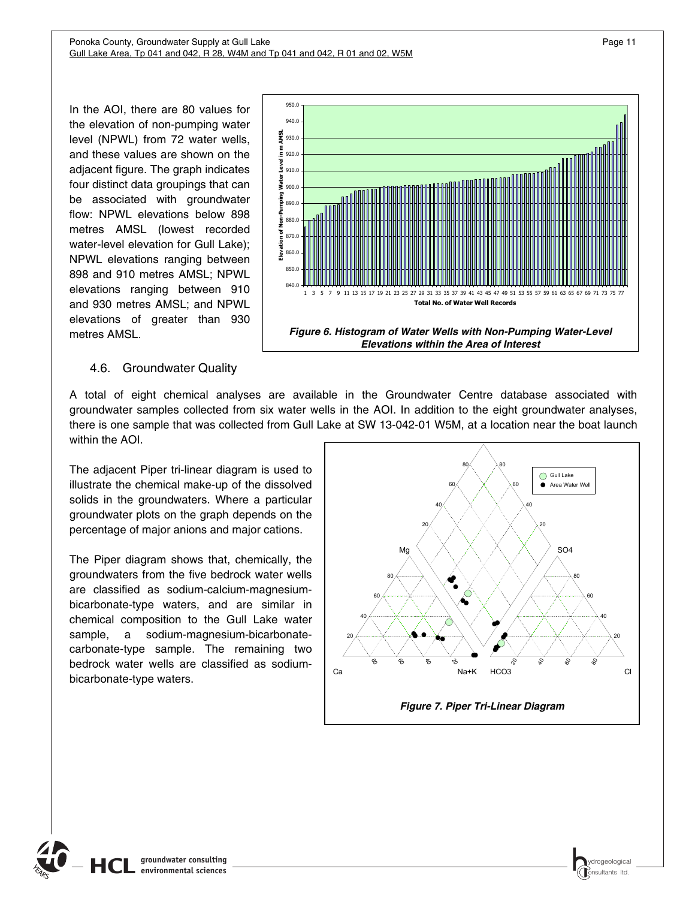In the AOI, there are 80 values for the elevation of non-pumping water level (NPWL) from 72 water wells, and these values are shown on the adjacent figure. The graph indicates four distinct data groupings that can be associated with groundwater flow: NPWL elevations below 898 metres AMSL (lowest recorded water-level elevation for Gull Lake); NPWL elevations ranging between 898 and 910 metres AMSL; NPWL elevations ranging between 910 and 930 metres AMSL; and NPWL elevations of greater than 930 metres AMSL.

***Figure 6. Histogram of Water Wells with Non-Pumping Water-Level Elevations within the Area of Interest***

### 4.6. Groundwater Quality

A total of eight chemical analyses are available in the Groundwater Centre database associated with groundwater samples collected from six water wells in the AOI. In addition to the eight groundwater analyses, there is one sample that was collected from Gull Lake at SW 13-042-01 W5M, at a location near the boat launch within the AOI.

The adjacent Piper tri-linear diagram is used to illustrate the chemical make-up of the dissolved solids in the groundwaters. Where a particular groundwater plots on the graph depends on the percentage of major anions and major cations.

The Piper diagram shows that, chemically, the groundwaters from the five bedrock water wells are classified as sodium-calcium-magnesium-bicarbonate-type waters, and are similar in chemical composition to the Gull Lake water sample, a sodium-magnesium-bicarbonate-carbonate-type sample. The remaining two bedrock water wells are classified as sodium-bicarbonate-type waters.

***Figure 7. Piper Tri-Linear Diagram***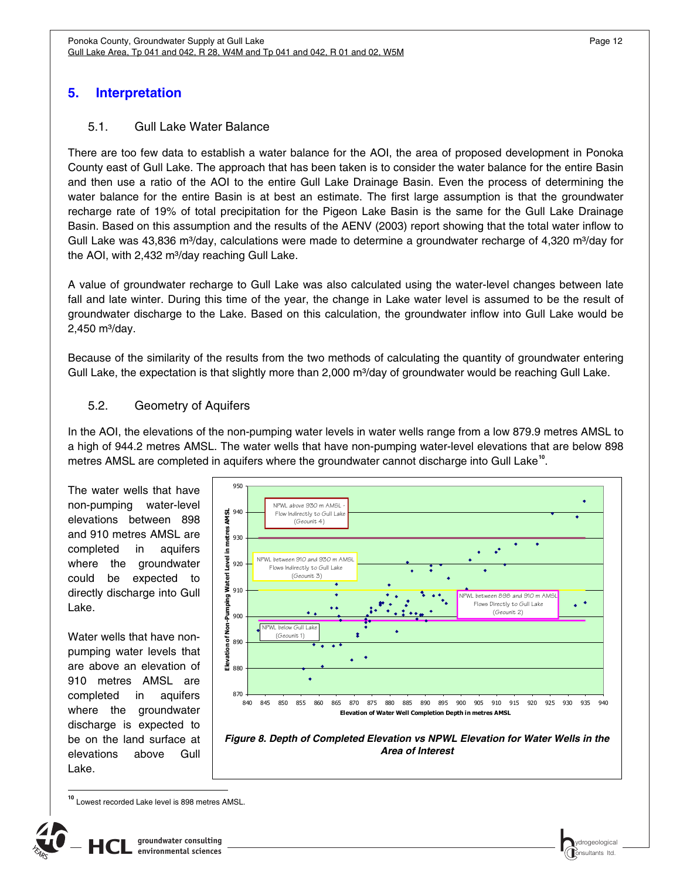# 5. Interpretation

## 5.1. Gull Lake Water Balance

There are too few data to establish a water balance for the AOI, the area of proposed development in Ponoka County east of Gull Lake. The approach that has been taken is to consider the water balance for the entire Basin and then use a ratio of the AOI to the entire Gull Lake Drainage Basin. Even the process of determining the water balance for the entire Basin is at best an estimate. The first large assumption is that the groundwater recharge rate of 19% of total precipitation for the Pigeon Lake Basin is the same for the Gull Lake Drainage Basin. Based on this assumption and the results of the AENV (2003) report showing that the total water inflow to Gull Lake was 43,836 m³/day, calculations were made to determine a groundwater recharge of 4,320 m³/day for the AOI, with 2,432 m³/day reaching Gull Lake.

A value of groundwater recharge to Gull Lake was also calculated using the water-level changes between late fall and late winter. During this time of the year, the change in Lake water level is assumed to be the result of groundwater discharge to the Lake. Based on this calculation, the groundwater inflow into Gull Lake would be 2,450 m³/day.

Because of the similarity of the results from the two methods of calculating the quantity of groundwater entering Gull Lake, the expectation is that slightly more than 2,000 m³/day of groundwater would be reaching Gull Lake.

## 5.2. Geometry of Aquifers

In the AOI, the elevations of the non-pumping water levels in water wells range from a low 879.9 metres AMSL to a high of 944.2 metres AMSL. The water wells that have non-pumping water-level elevations that are below 898 metres AMSL are completed in aquifers where the groundwater cannot discharge into Gull Lake[10].

The water wells that have non-pumping water-level elevations between 898 and 910 metres AMSL are completed in aquifers where the groundwater could be expected to directly discharge into Gull Lake.

Water wells that have non-pumping water levels that are above an elevation of 910 metres AMSL are completed in aquifers where the groundwater discharge is expected to be on the land surface at elevations above Gull Lake.

*Figure 8. Depth of Completed Elevation vs NPWL Elevation for Water Wells in the Area of Interest*

[10] Lowest recorded Lake level is 898 metres AMSL.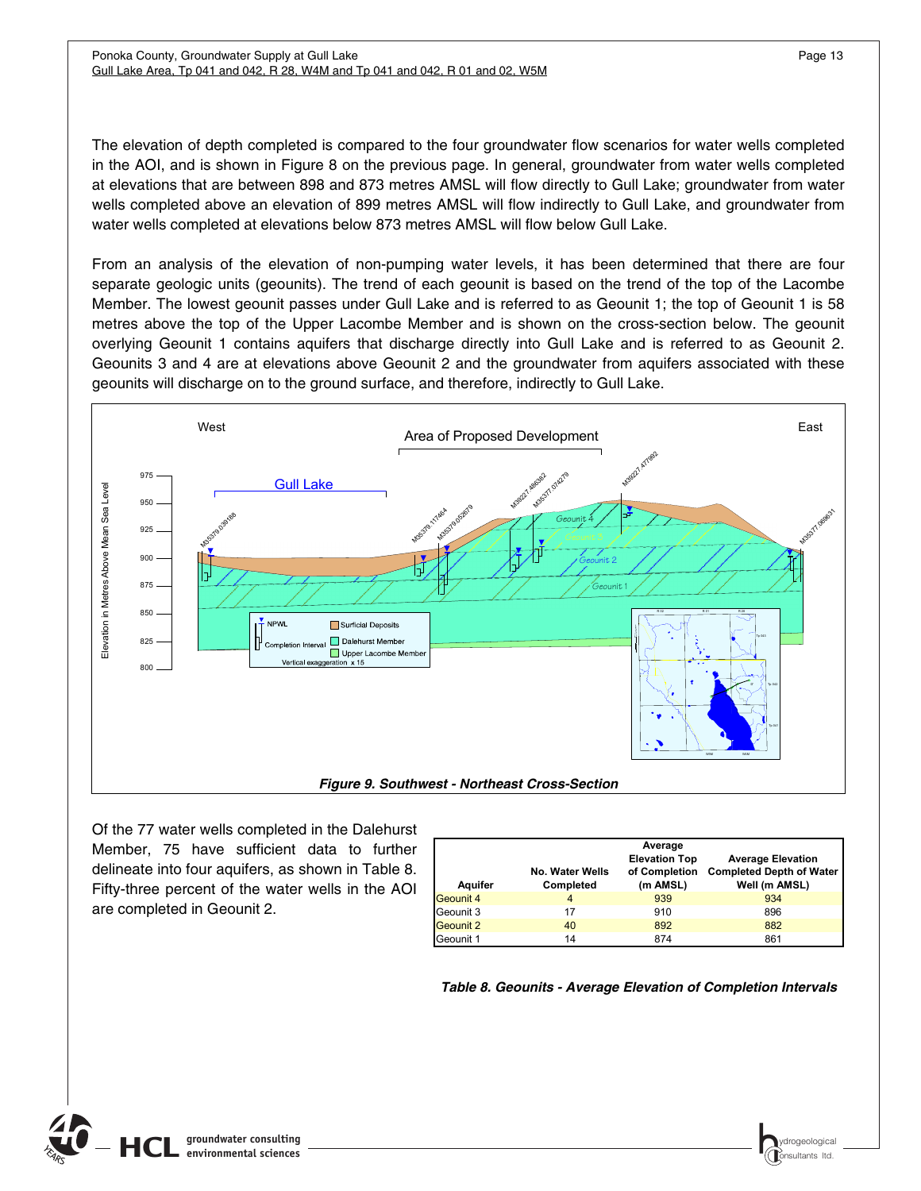The elevation of depth completed is compared to the four groundwater flow scenarios for water wells completed in the AOI, and is shown in Figure 8 on the previous page. In general, groundwater from water wells completed at elevations that are between 898 and 873 metres AMSL will flow directly to Gull Lake; groundwater from water wells completed above an elevation of 899 metres AMSL will flow indirectly to Gull Lake, and groundwater from water wells completed at elevations below 873 metres AMSL will flow below Gull Lake.

From an analysis of the elevation of non-pumping water levels, it has been determined that there are four separate geologic units (geounits). The trend of each geounit is based on the trend of the top of the Lacombe Member. The lowest geounit passes under Gull Lake and is referred to as Geounit 1; the top of Geounit 1 is 58 metres above the top of the Upper Lacombe Member and is shown on the cross-section below. The geounit overlying Geounit 1 contains aquifers that discharge directly into Gull Lake and is referred to as Geounit 2. Geounits 3 and 4 are at elevations above Geounit 2 and the groundwater from aquifers associated with these geounits will discharge on to the ground surface, and therefore, indirectly to Gull Lake.

***Figure 9. Southwest - Northeast Cross-Section***

Of the 77 water wells completed in the Dalehurst Member, 75 have sufficient data to further delineate into four aquifers, as shown in Table 8. Fifty-three percent of the water wells in the AOI are completed in Geounit 2.

| Aquifer | No. Water Wells Completed | Average Elevation Top of Completion (m AMSL) | Average Elevation Completed Depth of Water Well (m AMSL) |
|---|---|---|---|
| Geounit 4 | 4 | 939 | 934 |
| Geounit 3 | 17 | 910 | 896 |
| Geounit 2 | 40 | 892 | 882 |
| Geounit 1 | 14 | 874 | 861 |

***Table 8. Geounits - Average Elevation of Completion Intervals***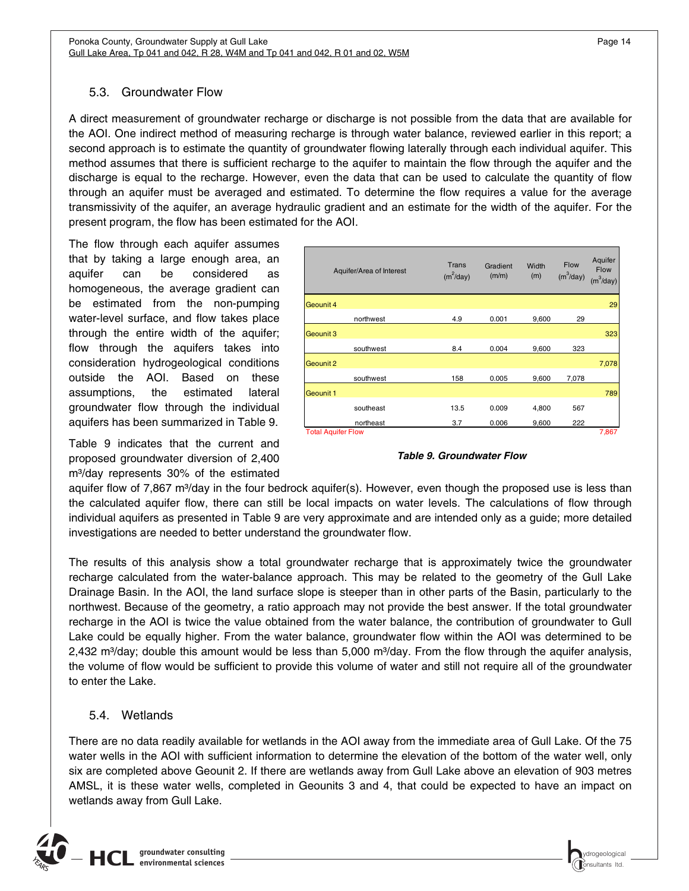## 5.3. Groundwater Flow

A direct measurement of groundwater recharge or discharge is not possible from the data that are available for the AOI. One indirect method of measuring recharge is through water balance, reviewed earlier in this report; a second approach is to estimate the quantity of groundwater flowing laterally through each individual aquifer. This method assumes that there is sufficient recharge to the aquifer to maintain the flow through the aquifer and the discharge is equal to the recharge. However, even the data that can be used to calculate the quantity of flow through an aquifer must be averaged and estimated. To determine the flow requires a value for the average transmissivity of the aquifer, an average hydraulic gradient and an estimate for the width of the aquifer. For the present program, the flow has been estimated for the AOI.

The flow through each aquifer assumes that by taking a large enough area, an aquifer can be considered as homogeneous, the average gradient can be estimated from the non-pumping water-level surface, and flow takes place through the entire width of the aquifer; flow through the aquifers takes into consideration hydrogeological conditions outside the AOI. Based on these assumptions, the estimated lateral groundwater flow through the individual aquifers has been summarized in Table 9.

| Aquifer/Area of Interest | | Trans ($m^2$/day) | Gradient (m/m) | Width (m) | Flow ($m^3$/day) | Aquifer Flow ($m^3$/day) |
|---|---|---|---|---|---|---|
| Geounit 4 | | | | | | 29 |
| | northwest | 4.9 | 0.001 | 9,600 | 29 | |
| Geounit 3 | | | | | | 323 |
| | southwest | 8.4 | 0.004 | 9,600 | 323 | |
| Geounit 2 | | | | | | 7,078 |
| | southwest | 158 | 0.005 | 9,600 | 7,078 | |
| Geounit 1 | | | | | | 789 |
| | southeast | 13.5 | 0.009 | 4,800 | 567 | |
| | northeast | 3.7 | 0.006 | 9,600 | 222 | |
| Total Aquifer Flow | | | | | | 7,867 |

***Table 9. Groundwater Flow***

Table 9 indicates that the current and proposed groundwater diversion of 2,400 m³/day represents 30% of the estimated aquifer flow of 7,867 m³/day in the four bedrock aquifer(s). However, even though the proposed use is less than the calculated aquifer flow, there can still be local impacts on water levels. The calculations of flow through individual aquifers as presented in Table 9 are very approximate and are intended only as a guide; more detailed investigations are needed to better understand the groundwater flow.

The results of this analysis show a total groundwater recharge that is approximately twice the groundwater recharge calculated from the water-balance approach. This may be related to the geometry of the Gull Lake Drainage Basin. In the AOI, the land surface slope is steeper than in other parts of the Basin, particularly to the northwest. Because of the geometry, a ratio approach may not provide the best answer. If the total groundwater recharge in the AOI is twice the value obtained from the water balance, the contribution of groundwater to Gull Lake could be equally higher. From the water balance, groundwater flow within the AOI was determined to be 2,432 m³/day; double this amount would be less than 5,000 m³/day. From the flow through the aquifer analysis, the volume of flow would be sufficient to provide this volume of water and still not require all of the groundwater to enter the Lake.

## 5.4. Wetlands

There are no data readily available for wetlands in the AOI away from the immediate area of Gull Lake. Of the 75 water wells in the AOI with sufficient information to determine the elevation of the bottom of the water well, only six are completed above Geounit 2. If there are wetlands away from Gull Lake above an elevation of 903 metres AMSL, it is these water wells, completed in Geounits 3 and 4, that could be expected to have an impact on wetlands away from Gull Lake.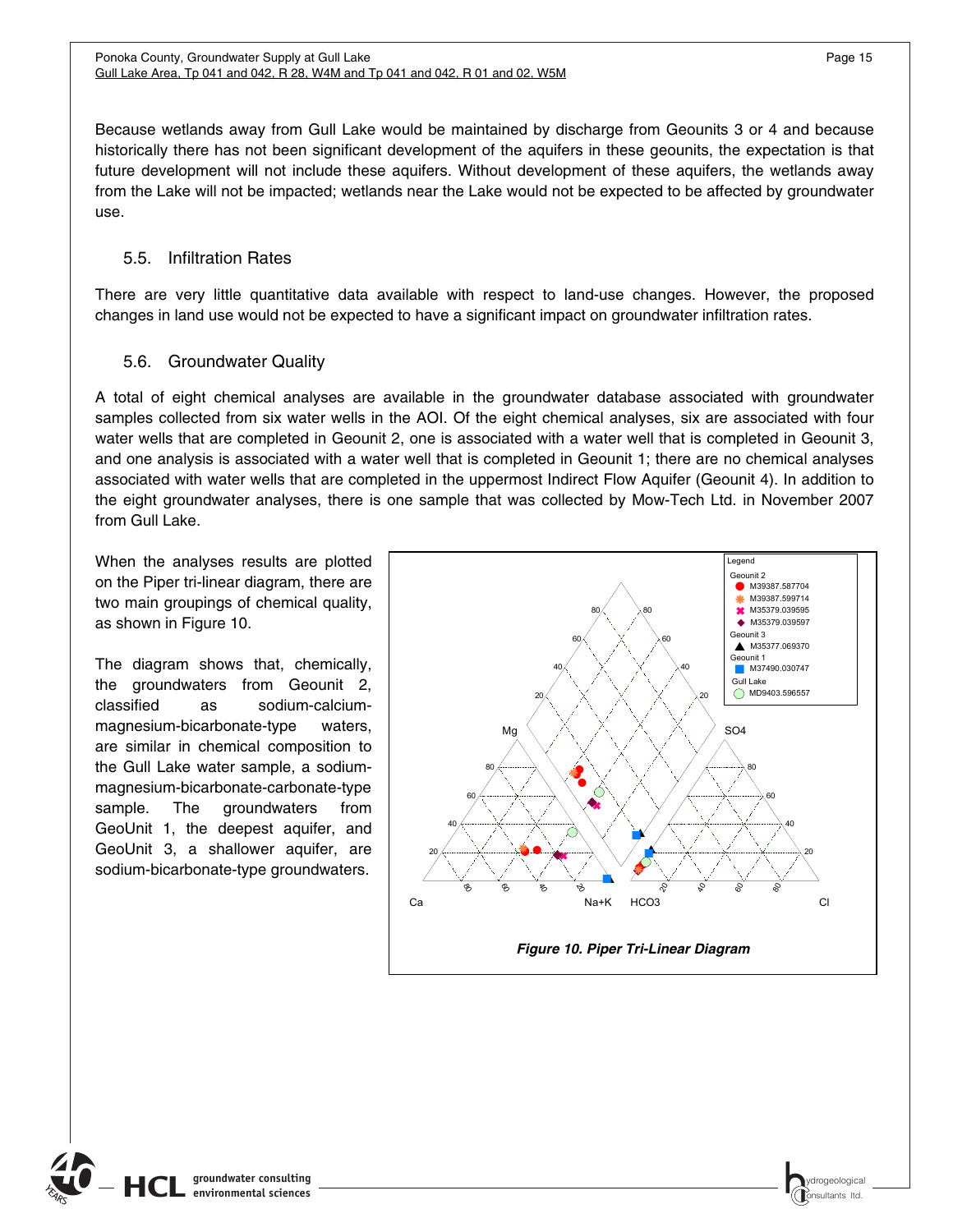Because wetlands away from Gull Lake would be maintained by discharge from Geounits 3 or 4 and because historically there has not been significant development of the aquifers in these geounits, the expectation is that future development will not include these aquifers. Without development of these aquifers, the wetlands away from the Lake will not be impacted; wetlands near the Lake would not be expected to be affected by groundwater use.

## 5.5. Infiltration Rates

There are very little quantitative data available with respect to land-use changes. However, the proposed changes in land use would not be expected to have a significant impact on groundwater infiltration rates.

## 5.6. Groundwater Quality

A total of eight chemical analyses are available in the groundwater database associated with groundwater samples collected from six water wells in the AOI. Of the eight chemical analyses, six are associated with four water wells that are completed in Geounit 2, one is associated with a water well that is completed in Geounit 3, and one analysis is associated with a water well that is completed in Geounit 1; there are no chemical analyses associated with water wells that are completed in the uppermost Indirect Flow Aquifer (Geounit 4). In addition to the eight groundwater analyses, there is one sample that was collected by Mow-Tech Ltd. in November 2007 from Gull Lake.

When the analyses results are plotted on the Piper tri-linear diagram, there are two main groupings of chemical quality, as shown in Figure 10.

The diagram shows that, chemically, the groundwaters from Geounit 2, classified as sodium-calcium-magnesium-bicarbonate-type waters, are similar in chemical composition to the Gull Lake water sample, a sodium-magnesium-bicarbonate-carbonate-type sample. The groundwaters from GeoUnit 1, the deepest aquifer, and GeoUnit 3, a shallower aquifer, are sodium-bicarbonate-type groundwaters.

***Figure 10. Piper Tri-Linear Diagram***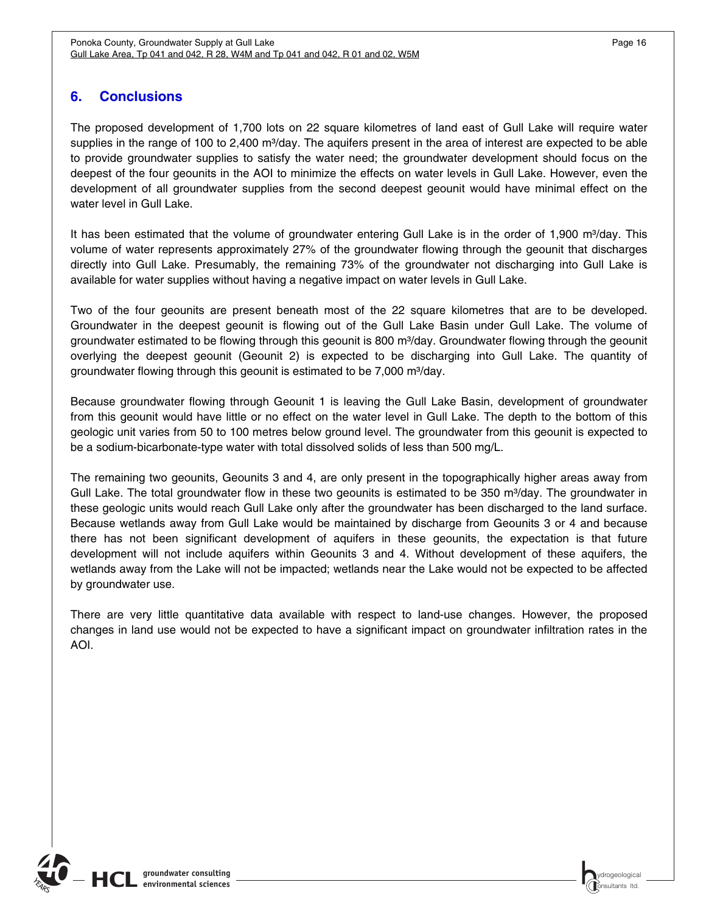## 6. Conclusions

The proposed development of 1,700 lots on 22 square kilometres of land east of Gull Lake will require water supplies in the range of 100 to 2,400 m³/day. The aquifers present in the area of interest are expected to be able to provide groundwater supplies to satisfy the water need; the groundwater development should focus on the deepest of the four geounits in the AOI to minimize the effects on water levels in Gull Lake. However, even the development of all groundwater supplies from the second deepest geounit would have minimal effect on the water level in Gull Lake.

It has been estimated that the volume of groundwater entering Gull Lake is in the order of 1,900 m³/day. This volume of water represents approximately 27% of the groundwater flowing through the geounit that discharges directly into Gull Lake. Presumably, the remaining 73% of the groundwater not discharging into Gull Lake is available for water supplies without having a negative impact on water levels in Gull Lake.

Two of the four geounits are present beneath most of the 22 square kilometres that are to be developed. Groundwater in the deepest geounit is flowing out of the Gull Lake Basin under Gull Lake. The volume of groundwater estimated to be flowing through this geounit is 800 m³/day. Groundwater flowing through the geounit overlying the deepest geounit (Geounit 2) is expected to be discharging into Gull Lake. The quantity of groundwater flowing through this geounit is estimated to be 7,000 m³/day.

Because groundwater flowing through Geounit 1 is leaving the Gull Lake Basin, development of groundwater from this geounit would have little or no effect on the water level in Gull Lake. The depth to the bottom of this geologic unit varies from 50 to 100 metres below ground level. The groundwater from this geounit is expected to be a sodium-bicarbonate-type water with total dissolved solids of less than 500 mg/L.

The remaining two geounits, Geounits 3 and 4, are only present in the topographically higher areas away from Gull Lake. The total groundwater flow in these two geounits is estimated to be 350 m³/day. The groundwater in these geologic units would reach Gull Lake only after the groundwater has been discharged to the land surface. Because wetlands away from Gull Lake would be maintained by discharge from Geounits 3 or 4 and because there has not been significant development of aquifers in these geounits, the expectation is that future development will not include aquifers within Geounits 3 and 4. Without development of these aquifers, the wetlands away from the Lake will not be impacted; wetlands near the Lake would not be expected to be affected by groundwater use.

There are very little quantitative data available with respect to land-use changes. However, the proposed changes in land use would not be expected to have a significant impact on groundwater infiltration rates in the AOI.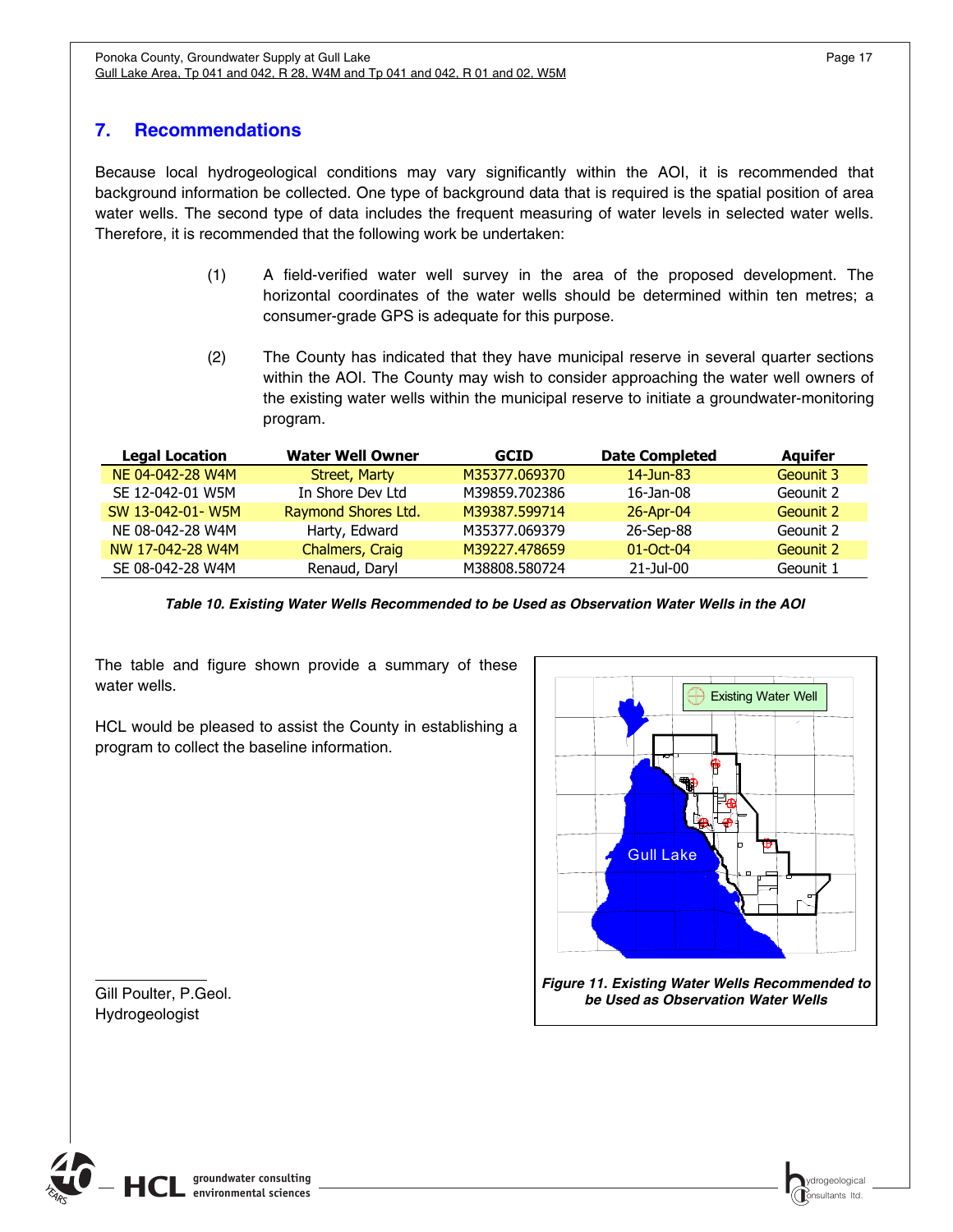## 7. Recommendations

Because local hydrogeological conditions may vary significantly within the AOI, it is recommended that background information be collected. One type of background data that is required is the spatial position of area water wells. The second type of data includes the frequent measuring of water levels in selected water wells. Therefore, it is recommended that the following work be undertaken:

(1) A field-verified water well survey in the area of the proposed development. The horizontal coordinates of the water wells should be determined within ten metres; a consumer-grade GPS is adequate for this purpose.

(2) The County has indicated that they have municipal reserve in several quarter sections within the AOI. The County may wish to consider approaching the water well owners of the existing water wells within the municipal reserve to initiate a groundwater-monitoring program.

| Legal Location | Water Well Owner | GCID | Date Completed | Aquifer |
|---|---|---|---|---|
| NE 04-042-28 W4M | Street, Marty | M35377.069370 | 14-Jun-83 | Geounit 3 |
| SE 12-042-01 W5M | In Shore Dev Ltd | M39859.702386 | 16-Jan-08 | Geounit 2 |
| SW 13-042-01- W5M | Raymond Shores Ltd. | M39387.599714 | 26-Apr-04 | Geounit 2 |
| NE 08-042-28 W4M | Harty, Edward | M35377.069379 | 26-Sep-88 | Geounit 2 |
| NW 17-042-28 W4M | Chalmers, Craig | M39227.478659 | 01-Oct-04 | Geounit 2 |
| SE 08-042-28 W4M | Renaud, Daryl | M38808.580724 | 21-Jul-00 | Geounit 1 |

***Table 10. Existing Water Wells Recommended to be Used as Observation Water Wells in the AOI***

The table and figure shown provide a summary of these water wells.

HCL would be pleased to assist the County in establishing a program to collect the baseline information.

***Figure 11. Existing Water Wells Recommended to be Used as Observation Water Wells***

Gill Poulter, P.Geol.
Hydrogeologist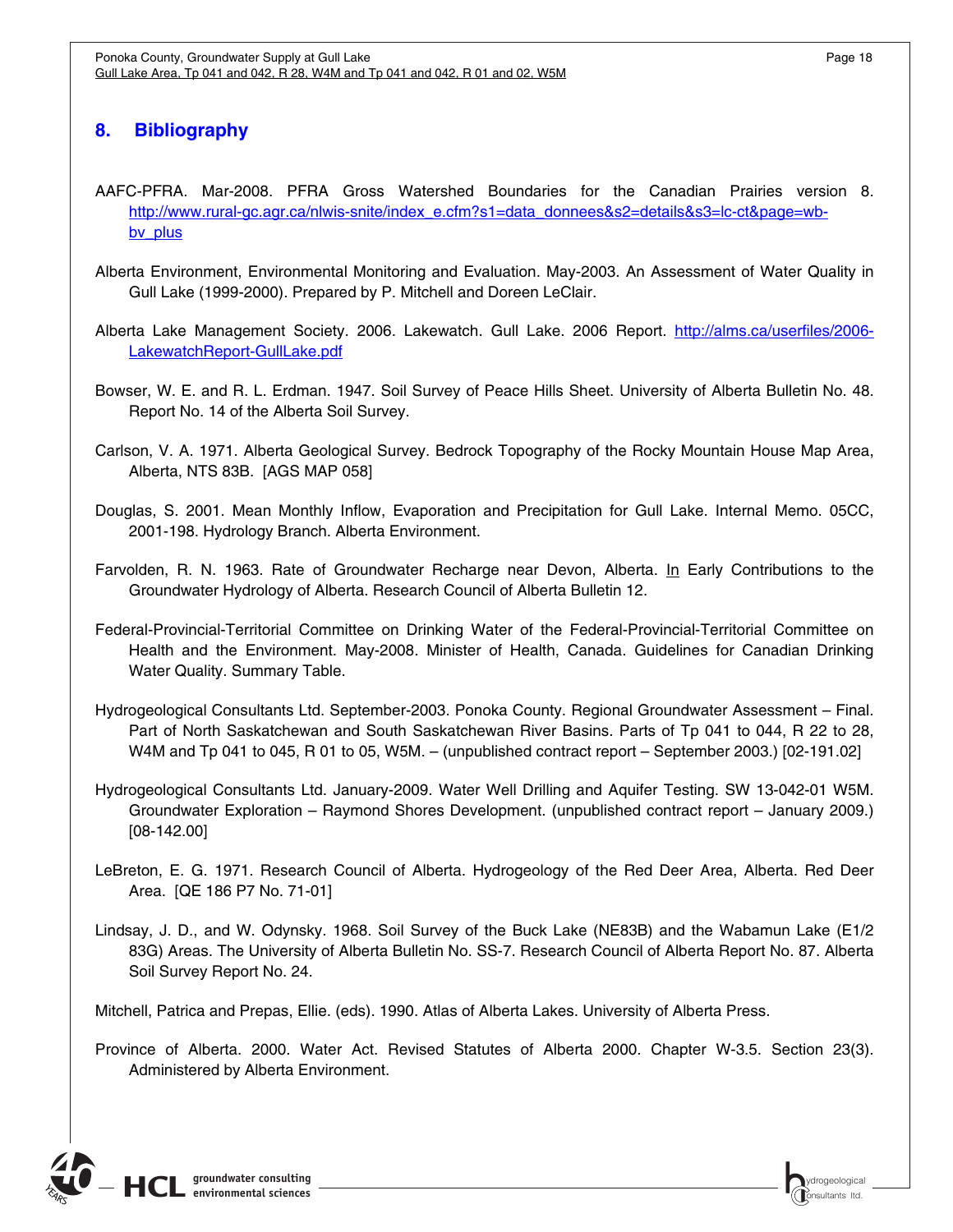## 8. Bibliography

AAFC-PFRA. Mar-2008. PFRA Gross Watershed Boundaries for the Canadian Prairies version 8. http://www.rural-gc.agr.ca/nlwis-snite/index_e.cfm?s1=data_donnees&s2=details&s3=lc-ct&page=wb-bv_plus

Alberta Environment, Environmental Monitoring and Evaluation. May-2003. An Assessment of Water Quality in Gull Lake (1999-2000). Prepared by P. Mitchell and Doreen LeClair.

Alberta Lake Management Society. 2006. Lakewatch. Gull Lake. 2006 Report. http://alms.ca/userfiles/2006-LakewatchReport-GullLake.pdf

Bowser, W. E. and R. L. Erdman. 1947. Soil Survey of Peace Hills Sheet. University of Alberta Bulletin No. 48. Report No. 14 of the Alberta Soil Survey.

Carlson, V. A. 1971. Alberta Geological Survey. Bedrock Topography of the Rocky Mountain House Map Area, Alberta, NTS 83B. [AGS MAP 058]

Douglas, S. 2001. Mean Monthly Inflow, Evaporation and Precipitation for Gull Lake. Internal Memo. 05CC, 2001-198. Hydrology Branch. Alberta Environment.

Farvolden, R. N. 1963. Rate of Groundwater Recharge near Devon, Alberta. In Early Contributions to the Groundwater Hydrology of Alberta. Research Council of Alberta Bulletin 12.

Federal-Provincial-Territorial Committee on Drinking Water of the Federal-Provincial-Territorial Committee on Health and the Environment. May-2008. Minister of Health, Canada. Guidelines for Canadian Drinking Water Quality. Summary Table.

Hydrogeological Consultants Ltd. September-2003. Ponoka County. Regional Groundwater Assessment – Final. Part of North Saskatchewan and South Saskatchewan River Basins. Parts of Tp 041 to 044, R 22 to 28, W4M and Tp 041 to 045, R 01 to 05, W5M. – (unpublished contract report – September 2003.) [02-191.02]

Hydrogeological Consultants Ltd. January-2009. Water Well Drilling and Aquifer Testing. SW 13-042-01 W5M. Groundwater Exploration – Raymond Shores Development. (unpublished contract report – January 2009.) [08-142.00]

LeBreton, E. G. 1971. Research Council of Alberta. Hydrogeology of the Red Deer Area, Alberta. Red Deer Area. [QE 186 P7 No. 71-01]

Lindsay, J. D., and W. Odynsky. 1968. Soil Survey of the Buck Lake (NE83B) and the Wabamun Lake (E1/2 83G) Areas. The University of Alberta Bulletin No. SS-7. Research Council of Alberta Report No. 87. Alberta Soil Survey Report No. 24.

Mitchell, Patrica and Prepas, Ellie. (eds). 1990. Atlas of Alberta Lakes. University of Alberta Press.

Province of Alberta. 2000. Water Act. Revised Statutes of Alberta 2000. Chapter W-3.5. Section 23(3). Administered by Alberta Environment.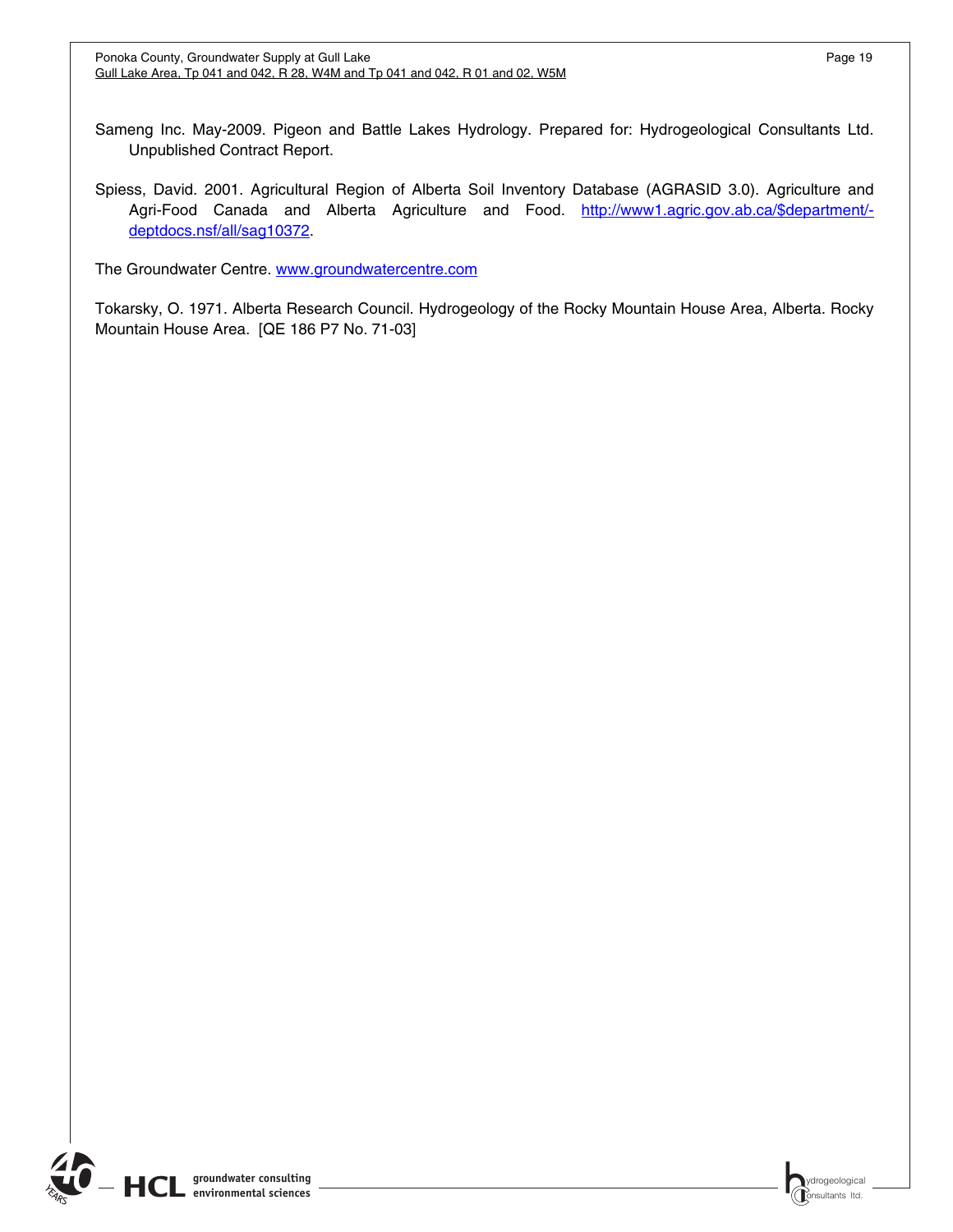Sameng Inc. May-2009. Pigeon and Battle Lakes Hydrology. Prepared for: Hydrogeological Consultants Ltd. Unpublished Contract Report.

Spiess, David. 2001. Agricultural Region of Alberta Soil Inventory Database (AGRASID 3.0). Agriculture and Agri-Food Canada and Alberta Agriculture and Food. http://www1.agric.gov.ab.ca/$department/-deptdocs.nsf/all/sag10372.

The Groundwater Centre. www.groundwatercentre.com

Tokarsky, O. 1971. Alberta Research Council. Hydrogeology of the Rocky Mountain House Area, Alberta. Rocky Mountain House Area. [QE 186 P7 No. 71-03]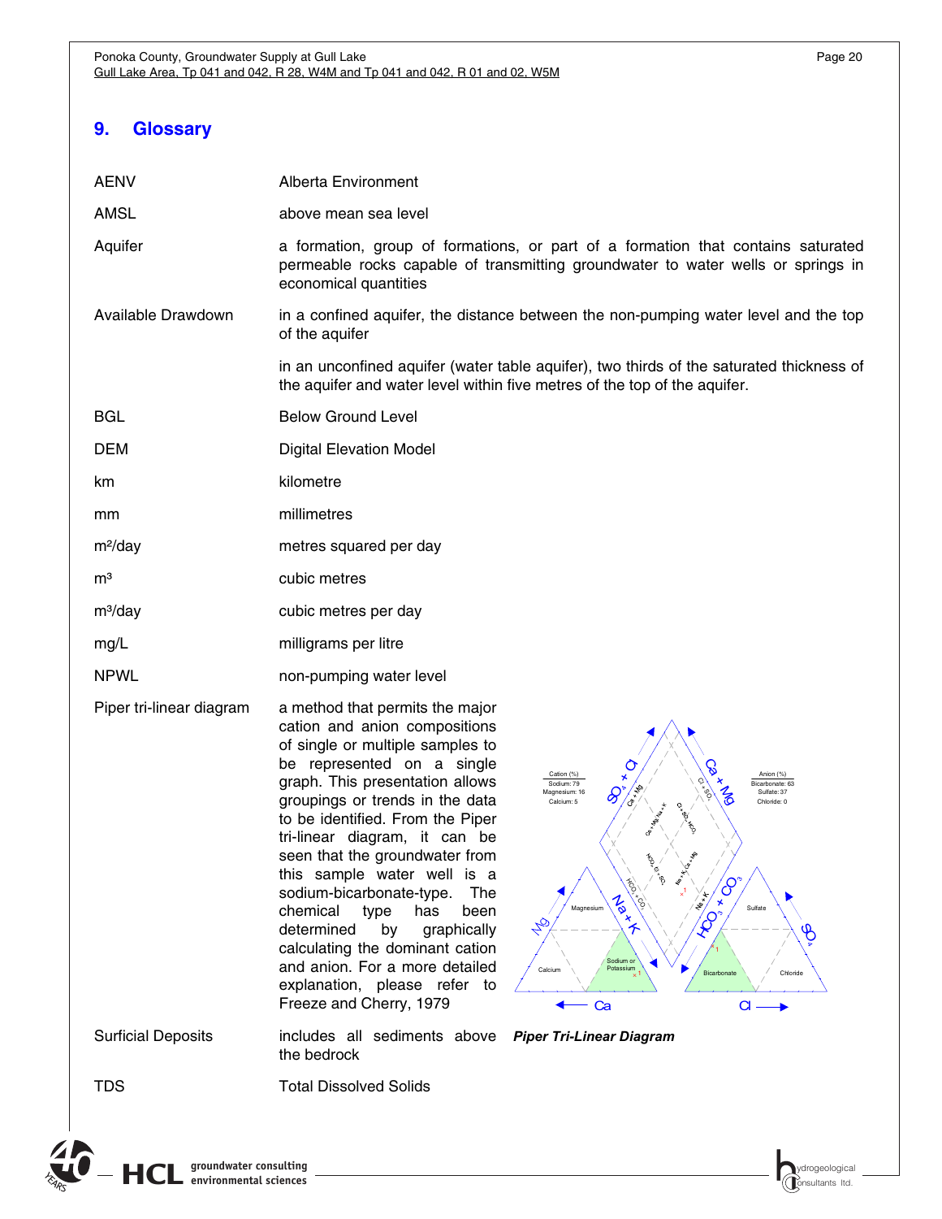# 9. Glossary

| | |
|---|---|
| AENV | Alberta Environment |
| AMSL | above mean sea level |
| Aquifer | a formation, group of formations, or part of a formation that contains saturated permeable rocks capable of transmitting groundwater to water wells or springs in economical quantities |
| Available Drawdown | in a confined aquifer, the distance between the non-pumping water level and the top of the aquifer<br><br>in an unconfined aquifer (water table aquifer), two thirds of the saturated thickness of the aquifer and water level within five metres of the top of the aquifer. |
| BGL | Below Ground Level |
| DEM | Digital Elevation Model |
| km | kilometre |
| mm | millimetres |
| $m^2$/day | metres squared per day |
| $m^3$ | cubic metres |
| $m^3$/day | cubic metres per day |
| mg/L | milligrams per litre |
| NPWL | non-pumping water level |
| Piper tri-linear diagram | a method that permits the major cation and anion compositions of single or multiple samples to be represented on a single graph. This presentation allows groupings or trends in the data to be identified. From the Piper tri-linear diagram, it can be seen that the groundwater from this sample water well is a sodium-bicarbonate-type. The chemical type has been determined by graphically calculating the dominant cation and anion. For a more detailed explanation, please refer to Freeze and Cherry, 1979 |
| Surficial Deposits | includes all sediments above the bedrock |
| TDS | Total Dissolved Solids |

Cation (%): Sodium: 79, Magnesium: 16, Calcium: 5

Anion (%): Bicarbonate: 63, Sulfate: 37, Chloride: 0

***Piper Tri-Linear Diagram***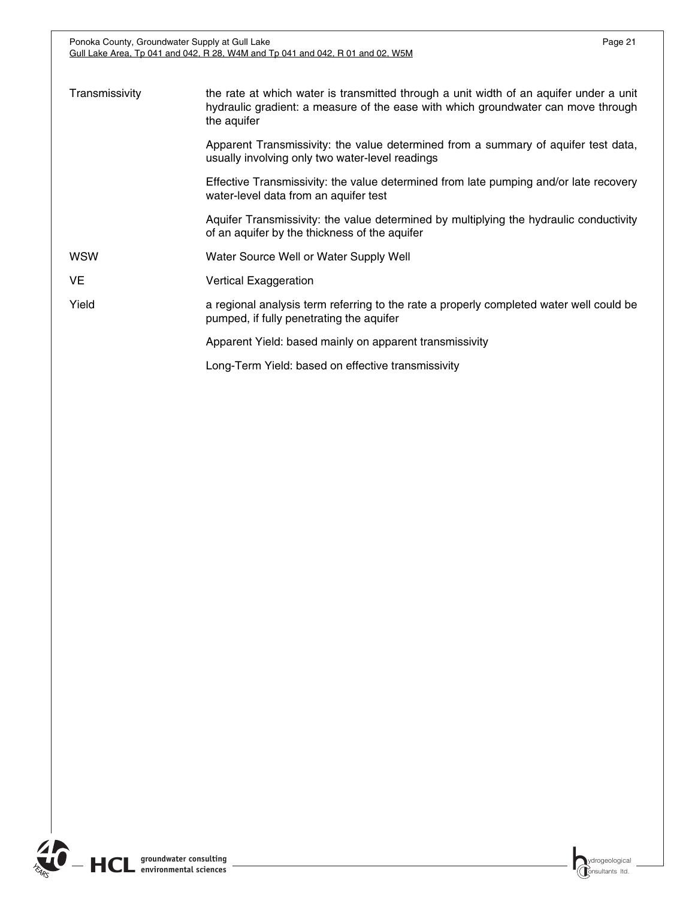| | |
|---|---|
| Transmissivity | the rate at which water is transmitted through a unit width of an aquifer under a unit hydraulic gradient: a measure of the ease with which groundwater can move through the aquifer |
| | Apparent Transmissivity: the value determined from a summary of aquifer test data, usually involving only two water-level readings |
| | Effective Transmissivity: the value determined from late pumping and/or late recovery water-level data from an aquifer test |
| | Aquifer Transmissivity: the value determined by multiplying the hydraulic conductivity of an aquifer by the thickness of the aquifer |
| WSW | Water Source Well or Water Supply Well |
| VE | Vertical Exaggeration |
| Yield | a regional analysis term referring to the rate a properly completed water well could be pumped, if fully penetrating the aquifer |
| | Apparent Yield: based mainly on apparent transmissivity |
| | Long-Term Yield: based on effective transmissivity |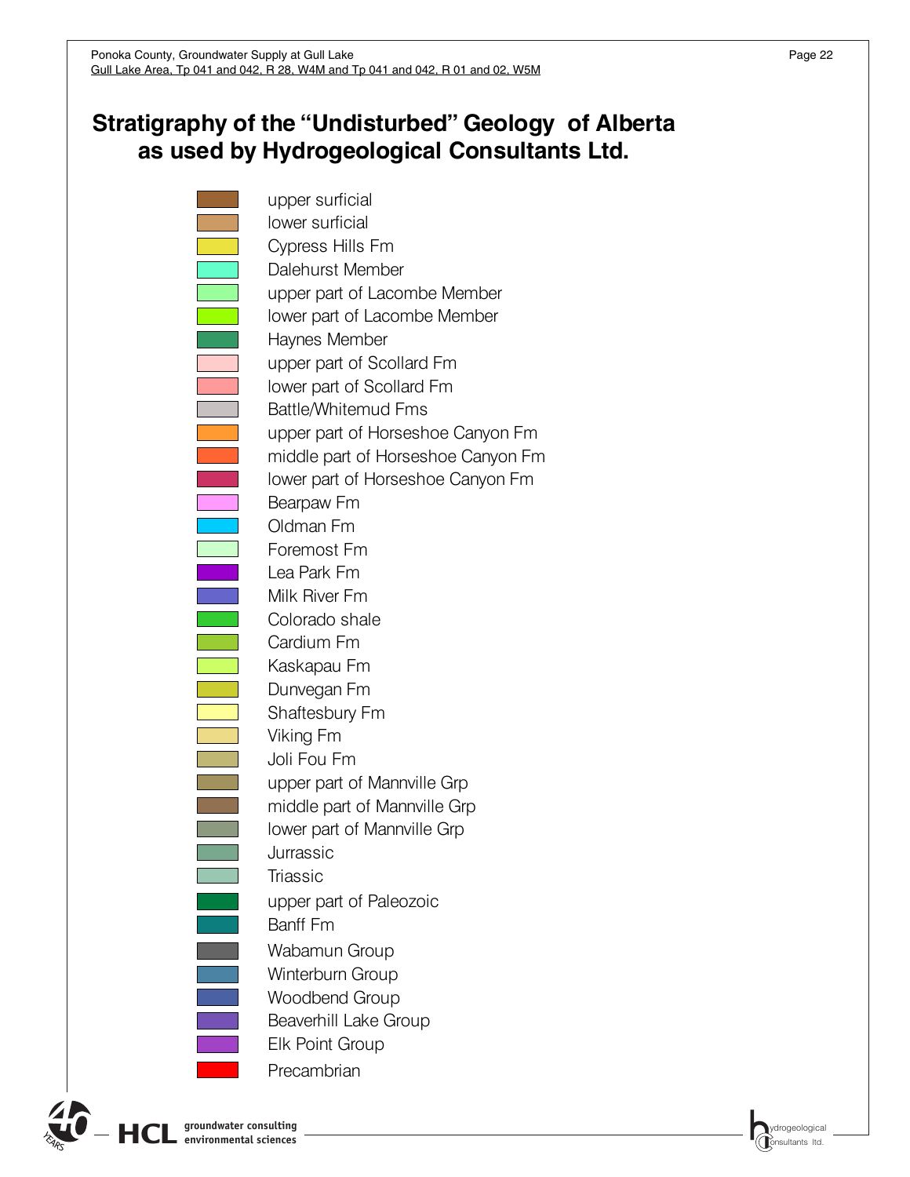# Stratigraphy of the "Undisturbed" Geology of Alberta as used by Hydrogeological Consultants Ltd.

- upper surficial
- lower surficial
- Cypress Hills Fm
- Dalehurst Member
- upper part of Lacombe Member
- lower part of Lacombe Member
- Haynes Member
- upper part of Scollard Fm
- lower part of Scollard Fm
- Battle/Whitemud Fms
- upper part of Horseshoe Canyon Fm
- middle part of Horseshoe Canyon Fm
- lower part of Horseshoe Canyon Fm
- Bearpaw Fm
- Oldman Fm
- Foremost Fm
- Lea Park Fm
- Milk River Fm
- Colorado shale
- Cardium Fm
- Kaskapau Fm
- Dunvegan Fm
- Shaftesbury Fm
- Viking Fm
- Joli Fou Fm
- upper part of Mannville Grp
- middle part of Mannville Grp
- lower part of Mannville Grp
- Jurrassic
- Triassic
- upper part of Paleozoic
- Banff Fm
- Wabamun Group
- Winterburn Group
- Woodbend Group
- Beaverhill Lake Group
- Elk Point Group
- Precambrian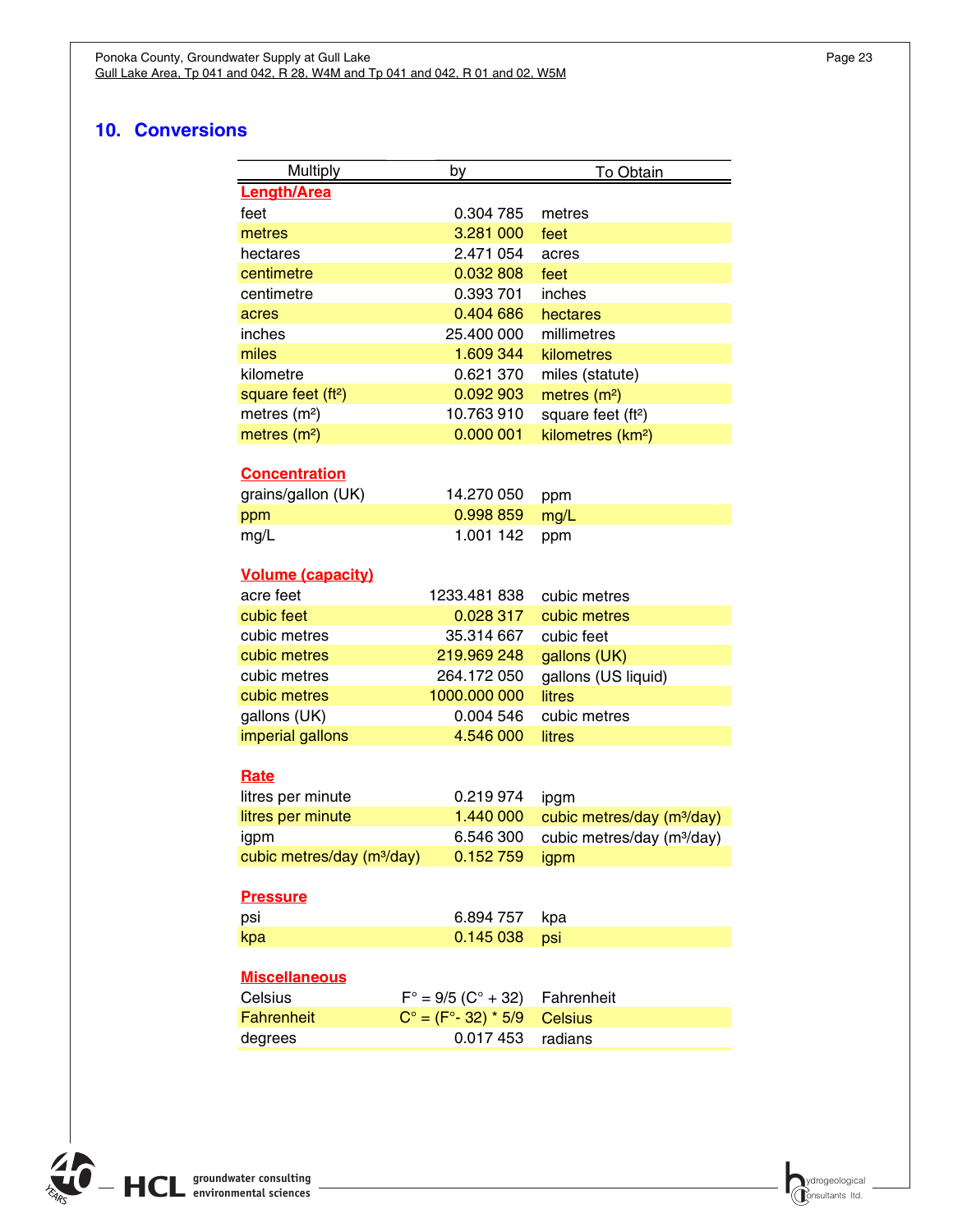## 10. Conversions

| Multiply | by | To Obtain |
|---|---|---|
| **Length/Area** | | |
| feet | 0.304 785 | metres |
| metres | 3.281 000 | feet |
| hectares | 2.471 054 | acres |
| centimetre | 0.032 808 | feet |
| centimetre | 0.393 701 | inches |
| acres | 0.404 686 | hectares |
| inches | 25.400 000 | millimetres |
| miles | 1.609 344 | kilometres |
| kilometre | 0.621 370 | miles (statute) |
| square feet ($ft^2$) | 0.092 903 | metres ($m^2$) |
| metres ($m^2$) | 10.763 910 | square feet ($ft^2$) |
| metres ($m^2$) | 0.000 001 | kilometres ($km^2$) |
| **Concentration** | | |
| grains/gallon (UK) | 14.270 050 | ppm |
| ppm | 0.998 859 | mg/L |
| mg/L | 1.001 142 | ppm |
| **Volume (capacity)** | | |
| acre feet | 1233.481 838 | cubic metres |
| cubic feet | 0.028 317 | cubic metres |
| cubic metres | 35.314 667 | cubic feet |
| cubic metres | 219.969 248 | gallons (UK) |
| cubic metres | 264.172 050 | gallons (US liquid) |
| cubic metres | 1000.000 000 | litres |
| gallons (UK) | 0.004 546 | cubic metres |
| imperial gallons | 4.546 000 | litres |
| **Rate** | | |
| litres per minute | 0.219 974 | ipgm |
| litres per minute | 1.440 000 | cubic metres/day ($m^3$/day) |
| igpm | 6.546 300 | cubic metres/day ($m^3$/day) |
| cubic metres/day ($m^3$/day) | 0.152 759 | igpm |
| **Pressure** | | |
| psi | 6.894 757 | kpa |
| kpa | 0.145 038 | psi |
| **Miscellaneous** | | |
| Celsius | F° = 9/5 (C° + 32) | Fahrenheit |
| Fahrenheit | C° = (F°- 32) * 5/9 | Celsius |
| degrees | 0.017 453 | radians |